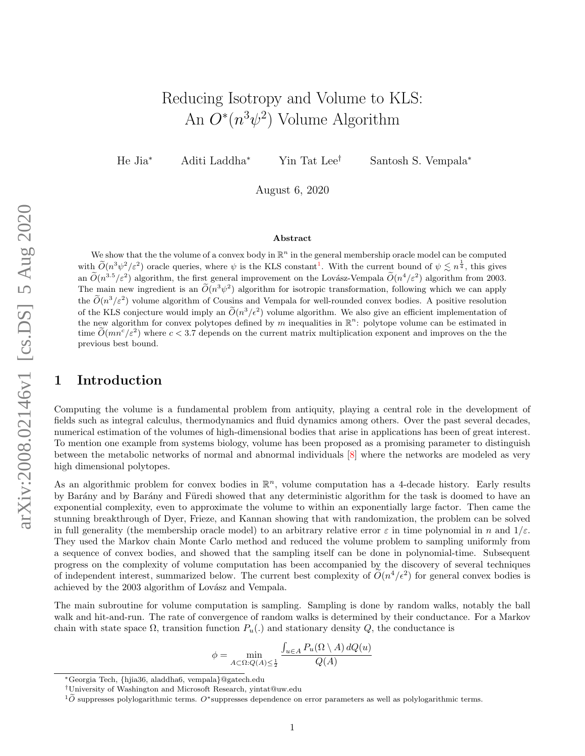# Reducing Isotropy and Volume to KLS: An $O^*(n^3\psi^2)$ Volume Algorithm

He Jia* Aditi Laddha* Yin Tat Lee† Santosh S. Vempala*

August 6, 2020

## Abstract

We show that the the volume of a convex body in $\mathbb{R}^n$ in the general membership oracle model can be computed with $\widetilde{O}(n^3\psi^2/\varepsilon^2)$ oracle queries, where $\psi$ is the KLS constant[1]. With the current bound of $\psi \lesssim n^{\frac{1}{4}}$, this gives an $\widetilde{O}(n^{3.5}/\varepsilon^2)$ algorithm, the first general improvement on the Lovász-Vempala $\widetilde{O}(n^4/\varepsilon^2)$ algorithm from 2003. The main new ingredient is an $\widetilde{O}(n^3\psi^2)$ algorithm for isotropic transformation, following which we can apply the $\widetilde{O}(n^3/\varepsilon^2)$ volume algorithm of Cousins and Vempala for well-rounded convex bodies. A positive resolution of the KLS conjecture would imply an $\widetilde{O}(n^3/\epsilon^2)$ volume algorithm. We also give an efficient implementation of the new algorithm for convex polytopes defined by $m$ inequalities in $\mathbb{R}^n$: polytope volume can be estimated in time $\widetilde{O}(mn^c/\varepsilon^2)$ where $c < 3.7$ depends on the current matrix multiplication exponent and improves on the the previous best bound.

## 1 Introduction

Computing the volume is a fundamental problem from antiquity, playing a central role in the development of fields such as integral calculus, thermodynamics and fluid dynamics among others. Over the past several decades, numerical estimation of the volumes of high-dimensional bodies that arise in applications has been of great interest. To mention one example from systems biology, volume has been proposed as a promising parameter to distinguish between the metabolic networks of normal and abnormal individuals [8] where the networks are modeled as very high dimensional polytopes.

As an algorithmic problem for convex bodies in $\mathbb{R}^n$, volume computation has a 4-decade history. Early results by Bárány and by Bárány and Füredi showed that any deterministic algorithm for the task is doomed to have an exponential complexity, even to approximate the volume to within an exponentially large factor. Then came the stunning breakthrough of Dyer, Frieze, and Kannan showing that with randomization, the problem can be solved in full generality (the membership oracle model) to an arbitrary relative error $\varepsilon$ in time polynomial in $n$ and $1/\varepsilon$. They used the Markov chain Monte Carlo method and reduced the volume problem to sampling uniformly from a sequence of convex bodies, and showed that the sampling itself can be done in polynomial-time. Subsequent progress on the complexity of volume computation has been accompanied by the discovery of several techniques of independent interest, summarized below. The current best complexity of $\widetilde{O}(n^4/\epsilon^2)$ for general convex bodies is achieved by the 2003 algorithm of Lovász and Vempala.

The main subroutine for volume computation is sampling. Sampling is done by random walks, notably the ball walk and hit-and-run. The rate of convergence of random walks is determined by their conductance. For a Markov chain with state space $\Omega$, transition function $P_u(.)$ and stationary density $Q$, the conductance is

$$\phi = \min_{A \subset \Omega : Q(A) \leq \frac{1}{2}} \frac{\int_{u \in A} P_u(\Omega \setminus A)\, dQ(u)}{Q(A)}$$

---

*Georgia Tech, {hjia36, aladdha6, vempala}@gatech.edu

†University of Washington and Microsoft Research, yintat@uw.edu

[1] $\widetilde{O}$ suppresses polylogarithmic terms. $O^*$suppresses dependence on error parameters as well as polylogarithmic terms.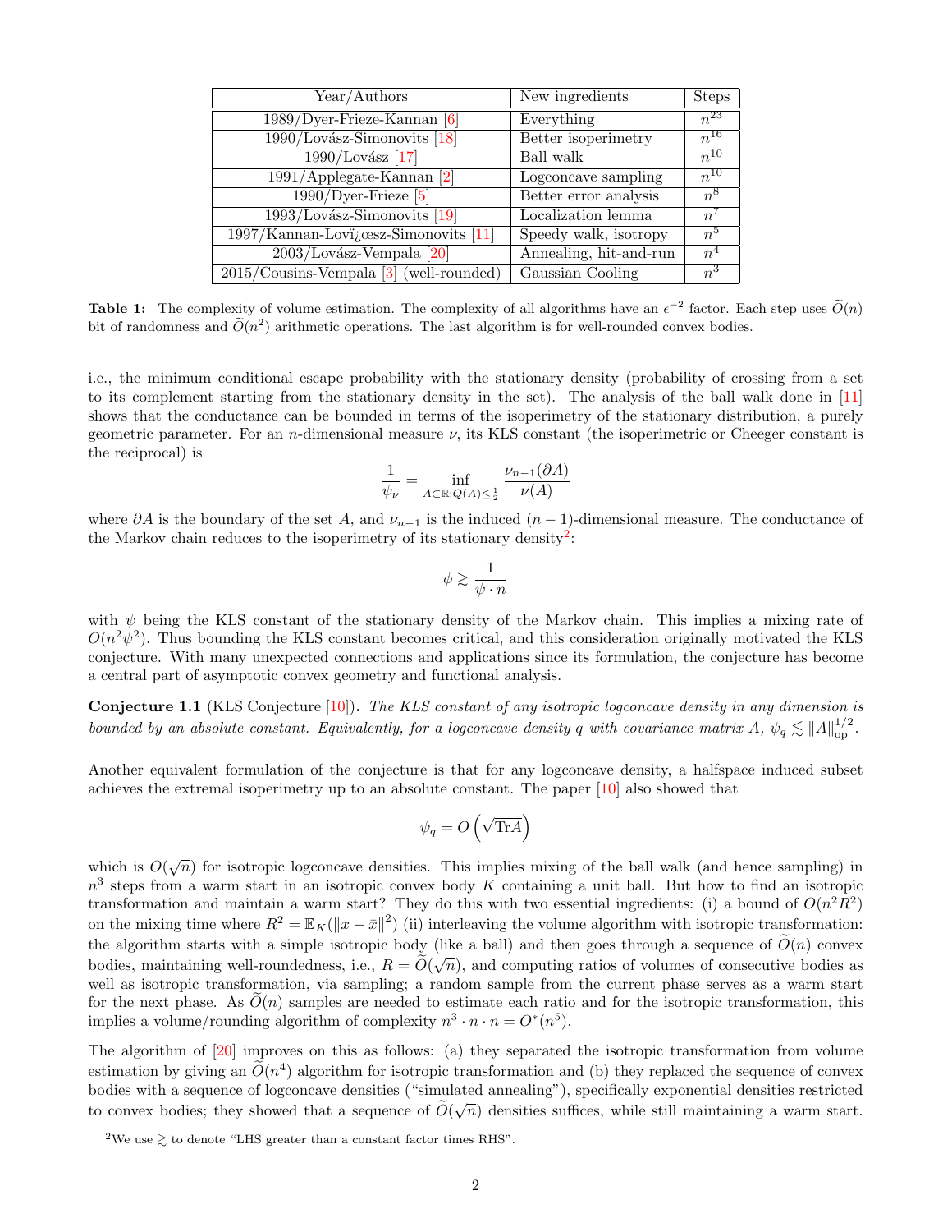| Year/Authors | New ingredients | Steps |
|---|---|---|
| 1989/Dyer-Frieze-Kannan [6] | Everything | $n^{23}$ |
| 1990/Lovász-Simonovits [18] | Better isoperimetry | $n^{16}$ |
| 1990/Lovász [17] | Ball walk | $n^{10}$ |
| 1991/Applegate-Kannan [2] | Logconcave sampling | $n^{10}$ |
| 1990/Dyer-Frieze [5] | Better error analysis | $n^{8}$ |
| 1993/Lovász-Simonovits [19] | Localization lemma | $n^{7}$ |
| 1997/Kannan-Lovï¿œsz-Simonovits [11] | Speedy walk, isotropy | $n^{5}$ |
| 2003/Lovász-Vempala [20] | Annealing, hit-and-run | $n^{4}$ |
| 2015/Cousins-Vempala [3] (well-rounded) | Gaussian Cooling | $n^{3}$ |

**Table 1:** The complexity of volume estimation. The complexity of all algorithms have an $\epsilon^{-2}$ factor. Each step uses $\widetilde{O}(n)$ bit of randomness and $\widetilde{O}(n^2)$ arithmetic operations. The last algorithm is for well-rounded convex bodies.

i.e., the minimum conditional escape probability with the stationary density (probability of crossing from a set to its complement starting from the stationary density in the set). The analysis of the ball walk done in [11] shows that the conductance can be bounded in terms of the isoperimetry of the stationary distribution, a purely geometric parameter. For an $n$-dimensional measure $\nu$, its KLS constant (the isoperimetric or Cheeger constant is the reciprocal) is

$$\frac{1}{\psi_\nu} = \inf_{A \subset \mathbb{R}: Q(A) \leq \frac{1}{2}} \frac{\nu_{n-1}(\partial A)}{\nu(A)}$$

where $\partial A$ is the boundary of the set $A$, and $\nu_{n-1}$ is the induced $(n-1)$-dimensional measure. The conductance of the Markov chain reduces to the isoperimetry of its stationary density[2]:

$$\phi \gtrsim \frac{1}{\psi \cdot n}$$

with $\psi$ being the KLS constant of the stationary density of the Markov chain. This implies a mixing rate of $O(n^2\psi^2)$. Thus bounding the KLS constant becomes critical, and this consideration originally motivated the KLS conjecture. With many unexpected connections and applications since its formulation, the conjecture has become a central part of asymptotic convex geometry and functional analysis.

**Conjecture 1.1** (KLS Conjecture [10])**.** *The KLS constant of any isotropic logconcave density in any dimension is bounded by an absolute constant. Equivalently, for a logconcave density $q$ with covariance matrix $A$, $\psi_q \lesssim \|A\|_{\text{op}}^{1/2}$.*

Another equivalent formulation of the conjecture is that for any logconcave density, a halfspace induced subset achieves the extremal isoperimetry up to an absolute constant. The paper [10] also showed that

$$\psi_q = O\left(\sqrt{\text{Tr}A}\right)$$

which is $O(\sqrt{n})$ for isotropic logconcave densities. This implies mixing of the ball walk (and hence sampling) in $n^3$ steps from a warm start in an isotropic convex body $K$ containing a unit ball. But how to find an isotropic transformation and maintain a warm start? They do this with two essential ingredients: (i) a bound of $O(n^2R^2)$ on the mixing time where $R^2 = \mathbb{E}_K(\|x-\bar{x}\|^2)$ (ii) interleaving the volume algorithm with isotropic transformation: the algorithm starts with a simple isotropic body (like a ball) and then goes through a sequence of $\widetilde{O}(n)$ convex bodies, maintaining well-roundedness, i.e., $R = \widetilde{O}(\sqrt{n})$, and computing ratios of volumes of consecutive bodies as well as isotropic transformation, via sampling; a random sample from the current phase serves as a warm start for the next phase. As $\widetilde{O}(n)$ samples are needed to estimate each ratio and for the isotropic transformation, this implies a volume/rounding algorithm of complexity $n^3 \cdot n \cdot n = O^*(n^5)$.

The algorithm of [20] improves on this as follows: (a) they separated the isotropic transformation from volume estimation by giving an $\widetilde{O}(n^4)$ algorithm for isotropic transformation and (b) they replaced the sequence of convex bodies with a sequence of logconcave densities ("simulated annealing"), specifically exponential densities restricted to convex bodies; they showed that a sequence of $\widetilde{O}(\sqrt{n})$ densities suffices, while still maintaining a warm start.

[2] We use $\gtrsim$ to denote "LHS greater than a constant factor times RHS".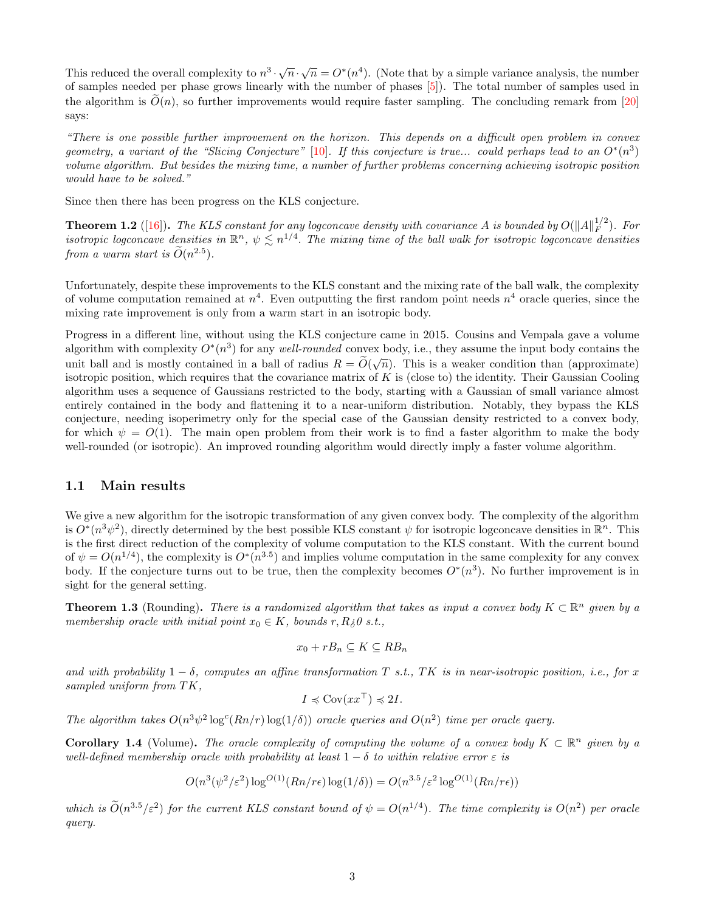This reduced the overall complexity to $n^3 \cdot \sqrt{n} \cdot \sqrt{n} = O^*(n^4)$. (Note that by a simple variance analysis, the number of samples needed per phase grows linearly with the number of phases [5]). The total number of samples used in the algorithm is $\widetilde{O}(n)$, so further improvements would require faster sampling. The concluding remark from [20] says:

*"There is one possible further improvement on the horizon. This depends on a difficult open problem in convex geometry, a variant of the "Slicing Conjecture" [10]. If this conjecture is true... could perhaps lead to an $O^*(n^3)$ volume algorithm. But besides the mixing time, a number of further problems concerning achieving isotropic position would have to be solved."*

Since then there has been progress on the KLS conjecture.

**Theorem 1.2** ([16])**.** *The KLS constant for any logconcave density with covariance A is bounded by $O(\|A\|_F^{1/2})$. For isotropic logconcave densities in $\mathbb{R}^n$, $\psi \lesssim n^{1/4}$. The mixing time of the ball walk for isotropic logconcave densities from a warm start is $\widetilde{O}(n^{2.5})$.*

Unfortunately, despite these improvements to the KLS constant and the mixing rate of the ball walk, the complexity of volume computation remained at $n^4$. Even outputting the first random point needs $n^4$ oracle queries, since the mixing rate improvement is only from a warm start in an isotropic body.

Progress in a different line, without using the KLS conjecture came in 2015. Cousins and Vempala gave a volume algorithm with complexity $O^*(n^3)$ for any *well-rounded* convex body, i.e., they assume the input body contains the unit ball and is mostly contained in a ball of radius $R = \widetilde{O}(\sqrt{n})$. This is a weaker condition than (approximate) isotropic position, which requires that the covariance matrix of $K$ is (close to) the identity. Their Gaussian Cooling algorithm uses a sequence of Gaussians restricted to the body, starting with a Gaussian of small variance almost entirely contained in the body and flattening it to a near-uniform distribution. Notably, they bypass the KLS conjecture, needing isoperimetry only for the special case of the Gaussian density restricted to a convex body, for which $\psi = O(1)$. The main open problem from their work is to find a faster algorithm to make the body well-rounded (or isotropic). An improved rounding algorithm would directly imply a faster volume algorithm.

## 1.1 Main results

We give a new algorithm for the isotropic transformation of any given convex body. The complexity of the algorithm is $O^*(n^3\psi^2)$, directly determined by the best possible KLS constant $\psi$ for isotropic logconcave densities in $\mathbb{R}^n$. This is the first direct reduction of the complexity of volume computation to the KLS constant. With the current bound of $\psi = O(n^{1/4})$, the complexity is $O^*(n^{3.5})$ and implies volume computation in the same complexity for any convex body. If the conjecture turns out to be true, then the complexity becomes $O^*(n^3)$. No further improvement is in sight for the general setting.

**Theorem 1.3** (Rounding)**.** *There is a randomized algorithm that takes as input a convex body $K \subset \mathbb{R}^n$ given by a membership oracle with initial point $x_0 \in K$, bounds $r, R > 0$ s.t.,*

$$x_0 + rB_n \subseteq K \subseteq RB_n$$

*and with probability $1 - \delta$, computes an affine transformation $T$ s.t., $TK$ is in near-isotropic position, i.e., for $x$ sampled uniform from $TK$,*

$$I \preccurlyeq \mathrm{Cov}(xx^\top) \preccurlyeq 2I.$$

*The algorithm takes $O(n^3\psi^2 \log^c(Rn/r)\log(1/\delta))$ oracle queries and $O(n^2)$ time per oracle query.*

**Corollary 1.4** (Volume)**.** *The oracle complexity of computing the volume of a convex body $K \subset \mathbb{R}^n$ given by a well-defined membership oracle with probability at least $1 - \delta$ to within relative error $\varepsilon$ is*

$$O(n^3(\psi^2/\varepsilon^2)\log^{O(1)}(Rn/r\epsilon)\log(1/\delta)) = O(n^{3.5}/\varepsilon^2 \log^{O(1)}(Rn/r\epsilon))$$

*which is $\widetilde{O}(n^{3.5}/\varepsilon^2)$ for the current KLS constant bound of $\psi = O(n^{1/4})$. The time complexity is $O(n^2)$ per oracle query.*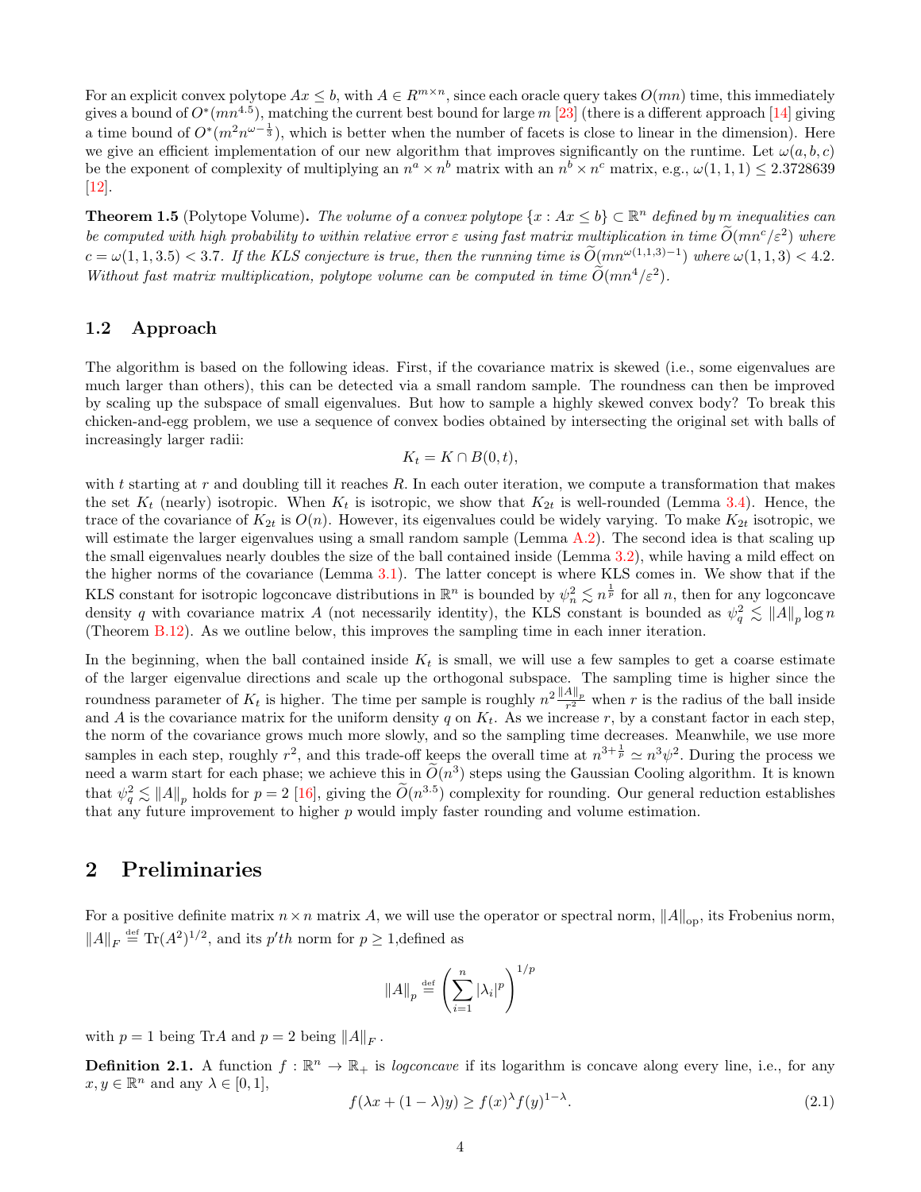For an explicit convex polytope $Ax \leq b$, with $A \in R^{m \times n}$, since each oracle query takes $O(mn)$ time, this immediately gives a bound of $O^*(mn^{4.5})$, matching the current best bound for large $m$ [23] (there is a different approach [14] giving a time bound of $O^*(m^2 n^{\omega - \frac{1}{3}})$, which is better when the number of facets is close to linear in the dimension). Here we give an efficient implementation of our new algorithm that improves significantly on the runtime. Let $\omega(a, b, c)$ be the exponent of complexity of multiplying an $n^a \times n^b$ matrix with an $n^b \times n^c$ matrix, e.g., $\omega(1, 1, 1) \leq 2.3728639$ [12].

**Theorem 1.5** (Polytope Volume)**.** *The volume of a convex polytope $\{x : Ax \leq b\} \subset \mathbb{R}^n$ defined by $m$ inequalities can be computed with high probability to within relative error $\varepsilon$ using fast matrix multiplication in time $\widetilde{O}(mn^c/\varepsilon^2)$ where $c = \omega(1, 1, 3.5) < 3.7$. If the KLS conjecture is true, then the running time is $\widetilde{O}(mn^{\omega(1,1,3)-1})$ where $\omega(1, 1, 3) < 4.2$. Without fast matrix multiplication, polytope volume can be computed in time $\widetilde{O}(mn^4/\varepsilon^2)$.*

### 1.2 Approach

The algorithm is based on the following ideas. First, if the covariance matrix is skewed (i.e., some eigenvalues are much larger than others), this can be detected via a small random sample. The roundness can then be improved by scaling up the subspace of small eigenvalues. But how to sample a highly skewed convex body? To break this chicken-and-egg problem, we use a sequence of convex bodies obtained by intersecting the original set with balls of increasingly larger radii:

$$K_t = K \cap B(0, t),$$

with $t$ starting at $r$ and doubling till it reaches $R$. In each outer iteration, we compute a transformation that makes the set $K_t$ (nearly) isotropic. When $K_t$ is isotropic, we show that $K_{2t}$ is well-rounded (Lemma 3.4). Hence, the trace of the covariance of $K_{2t}$ is $O(n)$. However, its eigenvalues could be widely varying. To make $K_{2t}$ isotropic, we will estimate the larger eigenvalues using a small random sample (Lemma A.2). The second idea is that scaling up the small eigenvalues nearly doubles the size of the ball contained inside (Lemma 3.2), while having a mild effect on the higher norms of the covariance (Lemma 3.1). The latter concept is where KLS comes in. We show that if the KLS constant for isotropic logconcave distributions in $\mathbb{R}^n$ is bounded by $\psi_n^2 \lesssim n^{\frac{1}{p}}$ for all $n$, then for any logconcave density $q$ with covariance matrix $A$ (not necessarily identity), the KLS constant is bounded as $\psi_q^2 \lesssim \|A\|_p \log n$ (Theorem B.12). As we outline below, this improves the sampling time in each inner iteration.

In the beginning, when the ball contained inside $K_t$ is small, we will use a few samples to get a coarse estimate of the larger eigenvalue directions and scale up the orthogonal subspace. The sampling time is higher since the roundness parameter of $K_t$ is higher. The time per sample is roughly $n^2 \frac{\|A\|_p}{r^2}$ when $r$ is the radius of the ball inside and $A$ is the covariance matrix for the uniform density $q$ on $K_t$. As we increase $r$, by a constant factor in each step, the norm of the covariance grows much more slowly, and so the sampling time decreases. Meanwhile, we use more samples in each step, roughly $r^2$, and this trade-off keeps the overall time at $n^{3+\frac{1}{p}} \simeq n^3\psi^2$. During the process we need a warm start for each phase; we achieve this in $\widetilde{O}(n^3)$ steps using the Gaussian Cooling algorithm. It is known that $\psi_q^2 \lesssim \|A\|_p$ holds for $p = 2$ [16], giving the $\widetilde{O}(n^{3.5})$ complexity for rounding. Our general reduction establishes that any future improvement to higher $p$ would imply faster rounding and volume estimation.

## 2 Preliminaries

For a positive definite matrix $n \times n$ matrix $A$, we will use the operator or spectral norm, $\|A\|_{\text{op}}$, its Frobenius norm, $\|A\|_F \stackrel{\text{def}}{=} \text{Tr}(A^2)^{1/2}$, and its $p'th$ norm for $p \geq 1$,defined as

$$\|A\|_p \stackrel{\text{def}}{=} \left( \sum_{i=1}^{n} |\lambda_i|^p \right)^{1/p}$$

with $p = 1$ being $\text{Tr}A$ and $p = 2$ being $\|A\|_F$.

**Definition 2.1.** A function $f : \mathbb{R}^n \to \mathbb{R}_+$ is *logconcave* if its logarithm is concave along every line, i.e., for any $x, y \in \mathbb{R}^n$ and any $\lambda \in [0, 1]$,

$$f(\lambda x + (1 - \lambda)y) \geq f(x)^{\lambda} f(y)^{1-\lambda}. \tag{2.1}$$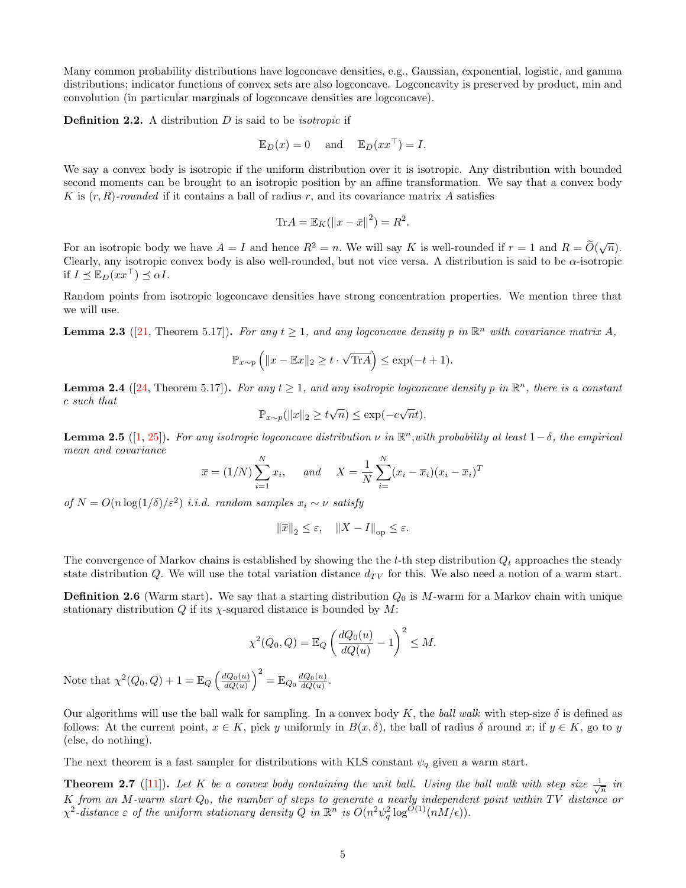Many common probability distributions have logconcave densities, e.g., Gaussian, exponential, logistic, and gamma distributions; indicator functions of convex sets are also logconcave. Logconcavity is preserved by product, min and convolution (in particular marginals of logconcave densities are logconcave).

**Definition 2.2.** A distribution $D$ is said to be *isotropic* if

$$\mathbb{E}_D(x) = 0 \quad \text{and} \quad \mathbb{E}_D(xx^\top) = I.$$

We say a convex body is isotropic if the uniform distribution over it is isotropic. Any distribution with bounded second moments can be brought to an isotropic position by an affine transformation. We say that a convex body $K$ is $(r,R)$-*rounded* if it contains a ball of radius $r$, and its covariance matrix $A$ satisfies

$$\mathrm{Tr} A = \mathbb{E}_K(\|x - \bar{x}\|^2) = R^2.$$

For an isotropic body we have $A = I$ and hence $R^2 = n$. We will say $K$ is well-rounded if $r = 1$ and $R = \widetilde{O}(\sqrt{n})$. Clearly, any isotropic convex body is also well-rounded, but not vice versa. A distribution is said to be $\alpha$-isotropic if $I \preceq \mathbb{E}_D(xx^\top) \preceq \alpha I$.

Random points from isotropic logconcave densities have strong concentration properties. We mention three that we will use.

**Lemma 2.3** ([21, Theorem 5.17])**.** *For any $t \geq 1$, and any logconcave density $p$ in $\mathbb{R}^n$ with covariance matrix $A$,*

$$\mathbb{P}_{x\sim p}\left(\|x - \mathbb{E}x\|_2 \geq t \cdot \sqrt{\mathrm{Tr}A}\right) \leq \exp(-t+1).$$

**Lemma 2.4** ([24, Theorem 5.17])**.** *For any $t \geq 1$, and any isotropic logconcave density $p$ in $\mathbb{R}^n$, there is a constant $c$ such that*

$$\mathbb{P}_{x\sim p}(\|x\|_2 \geq t\sqrt{n}) \leq \exp(-c\sqrt{n}t).$$

**Lemma 2.5** ([1, 25])**.** *For any isotropic logconcave distribution $\nu$ in $\mathbb{R}^n$,with probability at least $1-\delta$, the empirical mean and covariance*

$$\overline{x} = (1/N)\sum_{i=1}^{N} x_i, \quad \text{and} \quad X = \frac{1}{N}\sum_{i=}^{N}(x_i - \overline{x}_i)(x_i - \overline{x}_i)^T$$

*of $N = O(n\log(1/\delta)/\varepsilon^2)$ i.i.d. random samples $x_i \sim \nu$ satisfy*

$$\|\overline{x}\|_2 \leq \varepsilon, \quad \|X - I\|_{\mathrm{op}} \leq \varepsilon.$$

The convergence of Markov chains is established by showing the the $t$-th step distribution $Q_t$ approaches the steady state distribution $Q$. We will use the total variation distance $d_{TV}$ for this. We also need a notion of a warm start.

**Definition 2.6** (Warm start)**.** We say that a starting distribution $Q_0$ is $M$-warm for a Markov chain with unique stationary distribution $Q$ if its $\chi$-squared distance is bounded by $M$:

$$\chi^2(Q_0, Q) = \mathbb{E}_Q\left(\frac{dQ_0(u)}{dQ(u)} - 1\right)^2 \leq M.$$

Note that $\chi^2(Q_0, Q) + 1 = \mathbb{E}_Q\left(\frac{dQ_0(u)}{dQ(u)}\right)^2 = \mathbb{E}_{Q_0}\frac{dQ_0(u)}{dQ(u)}$.

Our algorithms will use the ball walk for sampling. In a convex body $K$, the *ball walk* with step-size $\delta$ is defined as follows: At the current point, $x \in K$, pick $y$ uniformly in $B(x, \delta)$, the ball of radius $\delta$ around $x$; if $y \in K$, go to $y$ (else, do nothing).

The next theorem is a fast sampler for distributions with KLS constant $\psi_q$ given a warm start.

**Theorem 2.7** ([11])**.** *Let $K$ be a convex body containing the unit ball. Using the ball walk with step size $\frac{1}{\sqrt{n}}$ in $K$ from an $M$-warm start $Q_0$, the number of steps to generate a nearly independent point within TV distance or $\chi^2$-distance $\varepsilon$ of the uniform stationary density $Q$ in $\mathbb{R}^n$ is $O(n^2\psi_q^2\log^{O(1)}(nM/\epsilon))$.*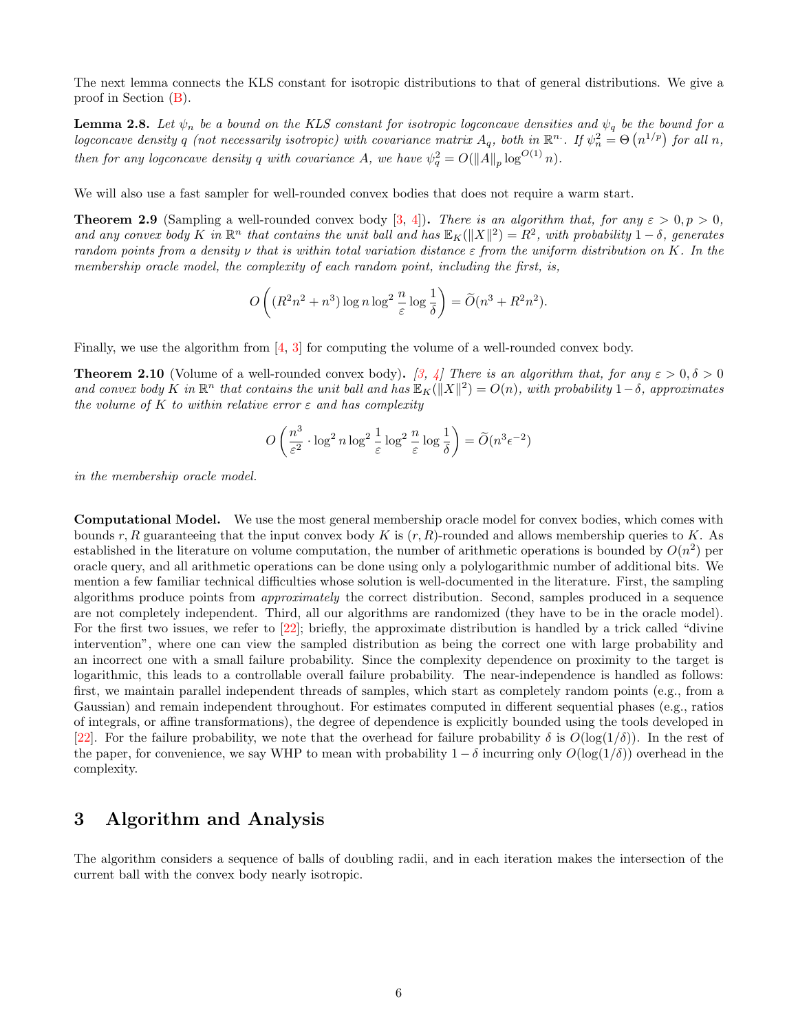The next lemma connects the KLS constant for isotropic distributions to that of general distributions. We give a proof in Section (B).

**Lemma 2.8.** *Let $\psi_n$ be a bound on the KLS constant for isotropic logconcave densities and $\psi_q$ be the bound for a logconcave density $q$ (not necessarily isotropic) with covariance matrix $A_q$, both in $\mathbb{R}^n$. If $\psi_n^2 = \Theta\left(n^{1/p}\right)$ for all $n$, then for any logconcave density $q$ with covariance $A$, we have $\psi_q^2 = O(\|A\|_p \log^{O(1)} n)$.*

We will also use a fast sampler for well-rounded convex bodies that does not require a warm start.

**Theorem 2.9** (Sampling a well-rounded convex body [3, 4])**.** *There is an algorithm that, for any $\varepsilon > 0, p > 0$, and any convex body $K$ in $\mathbb{R}^n$ that contains the unit ball and has $\mathbb{E}_K(\|X\|^2) = R^2$, with probability $1 - \delta$, generates random points from a density $\nu$ that is within total variation distance $\varepsilon$ from the uniform distribution on $K$. In the membership oracle model, the complexity of each random point, including the first, is,*

$$O\left((R^2n^2 + n^3)\log n \log^2 \frac{n}{\varepsilon} \log \frac{1}{\delta}\right) = \widetilde{O}(n^3 + R^2n^2).$$

Finally, we use the algorithm from [4, 3] for computing the volume of a well-rounded convex body.

**Theorem 2.10** (Volume of a well-rounded convex body)**.** *[3, 4] There is an algorithm that, for any $\varepsilon > 0, \delta > 0$ and convex body $K$ in $\mathbb{R}^n$ that contains the unit ball and has $\mathbb{E}_K(\|X\|^2) = O(n)$, with probability $1 - \delta$, approximates the volume of $K$ to within relative error $\varepsilon$ and has complexity*

$$O\left(\frac{n^3}{\varepsilon^2} \cdot \log^2 n \log^2 \frac{1}{\varepsilon} \log^2 \frac{n}{\varepsilon} \log \frac{1}{\delta}\right) = \widetilde{O}(n^3\epsilon^{-2})$$

*in the membership oracle model.*

**Computational Model.** We use the most general membership oracle model for convex bodies, which comes with bounds $r, R$ guaranteeing that the input convex body $K$ is $(r, R)$-rounded and allows membership queries to $K$. As established in the literature on volume computation, the number of arithmetic operations is bounded by $O(n^2)$ per oracle query, and all arithmetic operations can be done using only a polylogarithmic number of additional bits. We mention a few familiar technical difficulties whose solution is well-documented in the literature. First, the sampling algorithms produce points from *approximately* the correct distribution. Second, samples produced in a sequence are not completely independent. Third, all our algorithms are randomized (they have to be in the oracle model). For the first two issues, we refer to [22]; briefly, the approximate distribution is handled by a trick called "divine intervention", where one can view the sampled distribution as being the correct one with large probability and an incorrect one with a small failure probability. Since the complexity dependence on proximity to the target is logarithmic, this leads to a controllable overall failure probability. The near-independence is handled as follows: first, we maintain parallel independent threads of samples, which start as completely random points (e.g., from a Gaussian) and remain independent throughout. For estimates computed in different sequential phases (e.g., ratios of integrals, or affine transformations), the degree of dependence is explicitly bounded using the tools developed in [22]. For the failure probability, we note that the overhead for failure probability $\delta$ is $O(\log(1/\delta))$. In the rest of the paper, for convenience, we say WHP to mean with probability $1 - \delta$ incurring only $O(\log(1/\delta))$ overhead in the complexity.

# 3 Algorithm and Analysis

The algorithm considers a sequence of balls of doubling radii, and in each iteration makes the intersection of the current ball with the convex body nearly isotropic.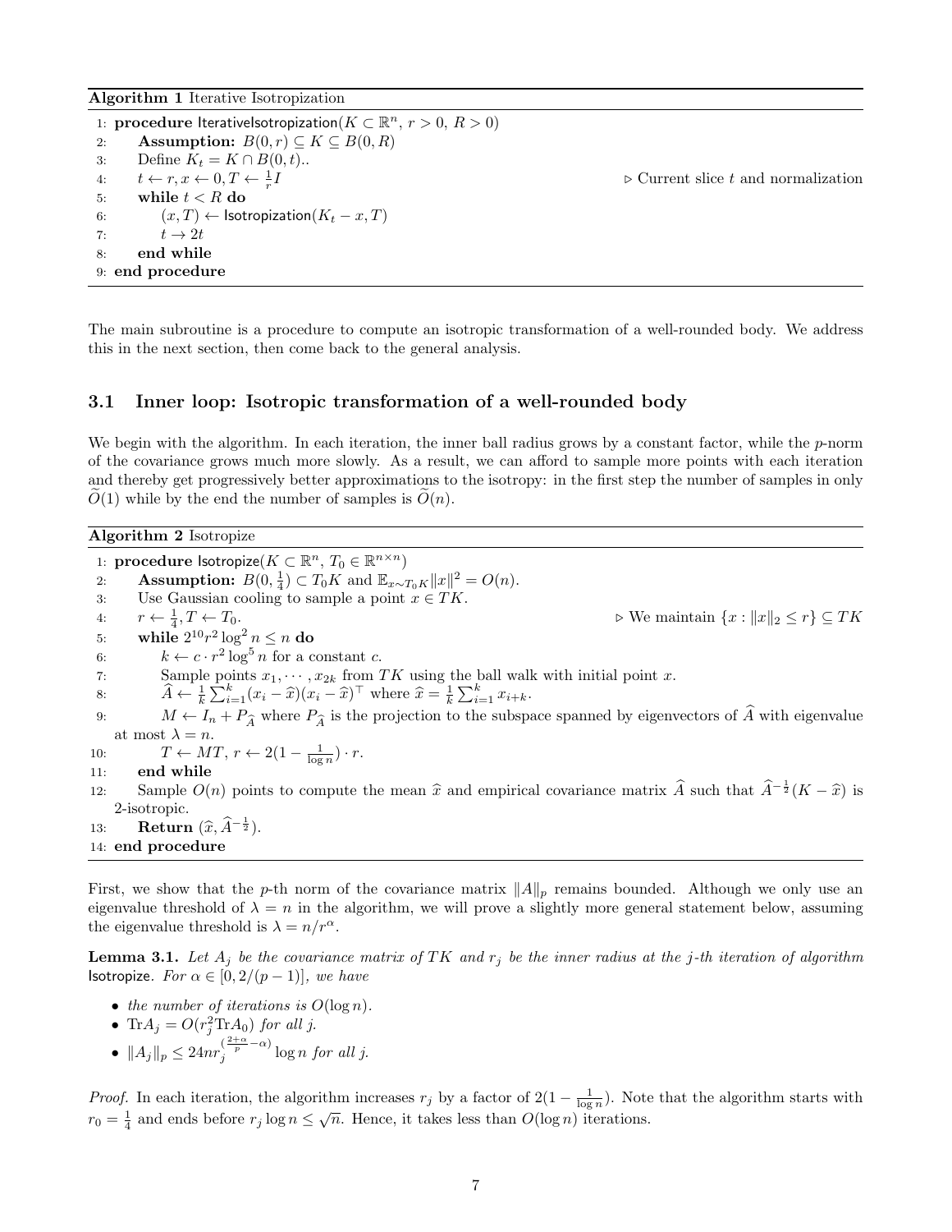**Algorithm 1** Iterative Isotropization

```
1: procedure IterativeIsotropization(K ⊂ ℝ^n, r > 0, R > 0)
2:     Assumption: B(0, r) ⊆ K ⊆ B(0, R)
3:     Define K_t = K ∩ B(0, t)..
4:     t ← r, x ← 0, T ← (1/r) I                    ▷ Current slice t and normalization
5:     while t < R do
6:         (x, T) ← Isotropization(K_t − x, T)
7:         t → 2t
8:     end while
9: end procedure
```

The main subroutine is a procedure to compute an isotropic transformation of a well-rounded body. We address this in the next section, then come back to the general analysis.

### 3.1 Inner loop: Isotropic transformation of a well-rounded body

We begin with the algorithm. In each iteration, the inner ball radius grows by a constant factor, while the $p$-norm of the covariance grows much more slowly. As a result, we can afford to sample more points with each iteration and thereby get progressively better approximations to the isotropy: in the first step the number of samples in only $\widetilde{O}(1)$ while by the end the number of samples is $\widetilde{O}(n)$.

**Algorithm 2** Isotropize

```
1: procedure Isotropize(K ⊂ ℝ^n, T_0 ∈ ℝ^{n×n})
2:     Assumption: B(0, 1/4) ⊂ T_0 K and E_{x∼T_0 K} ‖x‖^2 = O(n).
3:     Use Gaussian cooling to sample a point x ∈ TK.
4:     r ← 1/4, T ← T_0.                              ▷ We maintain {x : ‖x‖_2 ≤ r} ⊆ TK
5:     while 2^10 r^2 log^2 n ≤ n do
6:         k ← c · r^2 log^5 n for a constant c.
7:         Sample points x_1, ⋯ , x_{2k} from TK using the ball walk with initial point x.
8:         Â ← (1/k) Σ_{i=1}^k (x_i − x̂)(x_i − x̂)^⊤ where x̂ = (1/k) Σ_{i=1}^k x_{i+k}.
9:         M ← I_n + P_Â where P_Â is the projection to the subspace spanned by eigenvectors of Â with eigenvalue
           at most λ = n.
10:        T ← MT, r ← 2(1 − 1/log n) · r.
11:    end while
12:    Sample O(n) points to compute the mean x̂ and empirical covariance matrix Â such that Â^{−1/2}(K − x̂) is
       2-isotropic.
13:    Return (x̂, Â^{−1/2}).
14: end procedure
```

First, we show that the $p$-th norm of the covariance matrix $\|A\|_p$ remains bounded. Although we only use an eigenvalue threshold of $\lambda = n$ in the algorithm, we will prove a slightly more general statement below, assuming the eigenvalue threshold is $\lambda = n/r^{\alpha}$.

**Lemma 3.1.** *Let $A_j$ be the covariance matrix of $TK$ and $r_j$ be the inner radius at the $j$-th iteration of algorithm* Isotropize*. For $\alpha \in [0, 2/(p-1)]$, we have*

- *the number of iterations is $O(\log n)$.*
- *$\mathrm{Tr} A_j = O(r_j^2 \mathrm{Tr} A_0)$ for all $j$.*
- *$\|A_j\|_p \leq 24 n r_j^{(\frac{2+\alpha}{p} - \alpha)} \log n$ for all $j$.*

*Proof.* In each iteration, the algorithm increases $r_j$ by a factor of $2(1 - \frac{1}{\log n})$. Note that the algorithm starts with $r_0 = \frac{1}{4}$ and ends before $r_j \log n \leq \sqrt{n}$. Hence, it takes less than $O(\log n)$ iterations.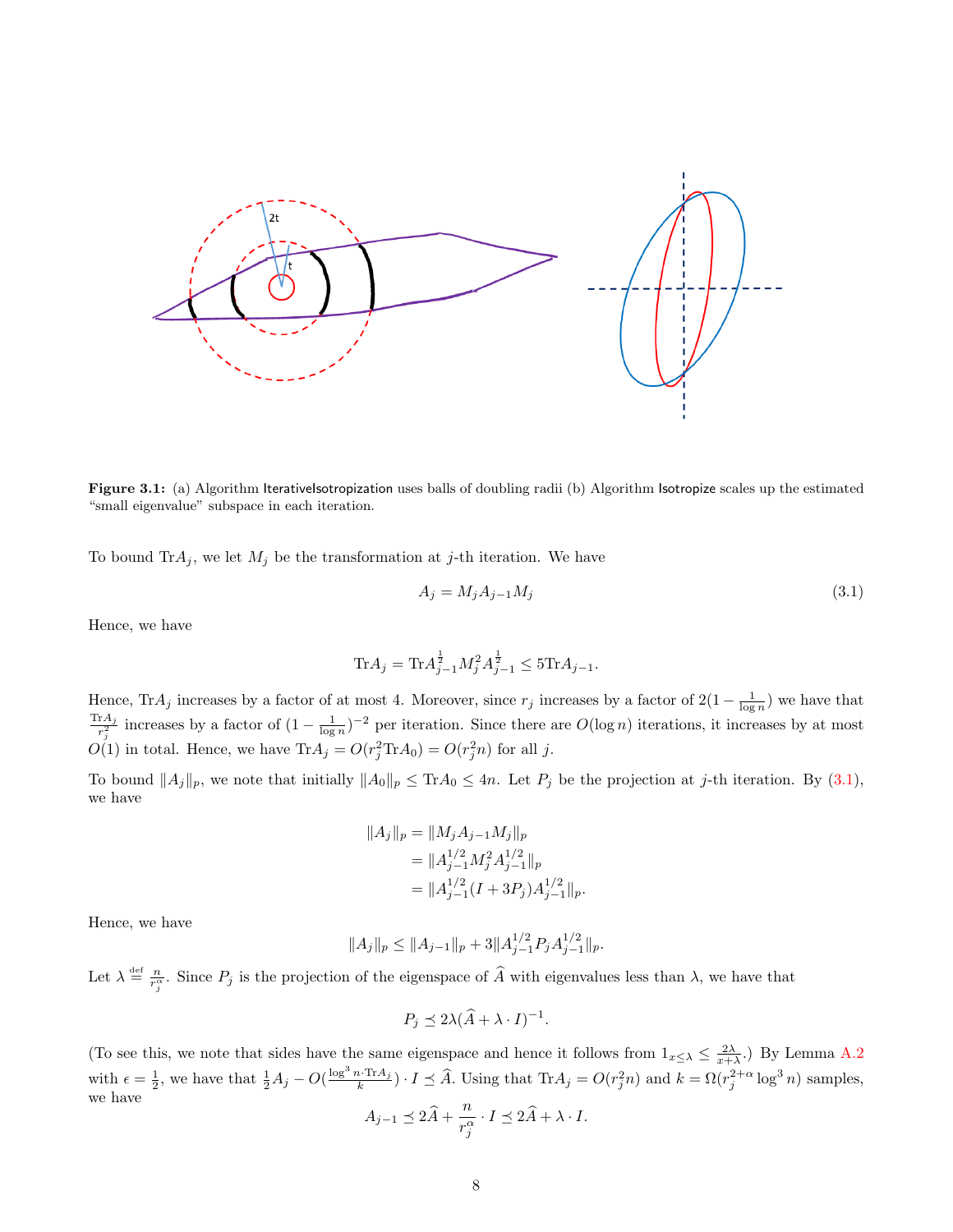**Figure 3.1:** (a) Algorithm IterativeIsotropization uses balls of doubling radii (b) Algorithm Isotropize scales up the estimated "small eigenvalue" subspace in each iteration.

To bound $\mathrm{Tr}A_j$, we let $M_j$ be the transformation at $j$-th iteration. We have

$$A_j = M_j A_{j-1} M_j \tag{3.1}$$

Hence, we have

$$\mathrm{Tr}A_j = \mathrm{Tr}A_{j-1}^{\frac{1}{2}} M_j^2 A_{j-1}^{\frac{1}{2}} \leq 5\mathrm{Tr}A_{j-1}.$$

Hence, $\mathrm{Tr}A_j$ increases by a factor of at most 4. Moreover, since $r_j$ increases by a factor of $2(1-\frac{1}{\log n})$ we have that $\frac{\mathrm{Tr}A_j}{r_j^2}$ increases by a factor of $(1-\frac{1}{\log n})^{-2}$ per iteration. Since there are $O(\log n)$ iterations, it increases by at most $O(1)$ in total. Hence, we have $\mathrm{Tr}A_j = O(r_j^2 \mathrm{Tr}A_0) = O(r_j^2 n)$ for all $j$.

To bound $\|A_j\|_p$, we note that initially $\|A_0\|_p \leq \mathrm{Tr}A_0 \leq 4n$. Let $P_j$ be the projection at $j$-th iteration. By (3.1), we have

$$\begin{aligned}
\|A_j\|_p &= \|M_j A_{j-1} M_j\|_p \\
&= \|A_{j-1}^{1/2} M_j^2 A_{j-1}^{1/2}\|_p \\
&= \|A_{j-1}^{1/2}(I + 3P_j)A_{j-1}^{1/2}\|_p.
\end{aligned}$$

Hence, we have

$$\|A_j\|_p \leq \|A_{j-1}\|_p + 3\|A_{j-1}^{1/2} P_j A_{j-1}^{1/2}\|_p.$$

Let $\lambda \stackrel{\mathrm{def}}{=} \frac{n}{r_j^\alpha}$. Since $P_j$ is the projection of the eigenspace of $\widehat{A}$ with eigenvalues less than $\lambda$, we have that

$$P_j \preceq 2\lambda(\widehat{A} + \lambda \cdot I)^{-1}.$$

(To see this, we note that sides have the same eigenspace and hence it follows from $1_{x\leq\lambda} \leq \frac{2\lambda}{x+\lambda}$.) By Lemma A.2 with $\epsilon = \frac{1}{2}$, we have that $\frac{1}{2}A_j - O(\frac{\log^3 n \cdot \mathrm{Tr}A_j}{k}) \cdot I \preceq \widehat{A}$. Using that $\mathrm{Tr}A_j = O(r_j^2 n)$ and $k = \Omega(r_j^{2+\alpha}\log^3 n)$ samples, we have

$$A_{j-1} \preceq 2\widehat{A} + \frac{n}{r_j^\alpha} \cdot I \preceq 2\widehat{A} + \lambda \cdot I.$$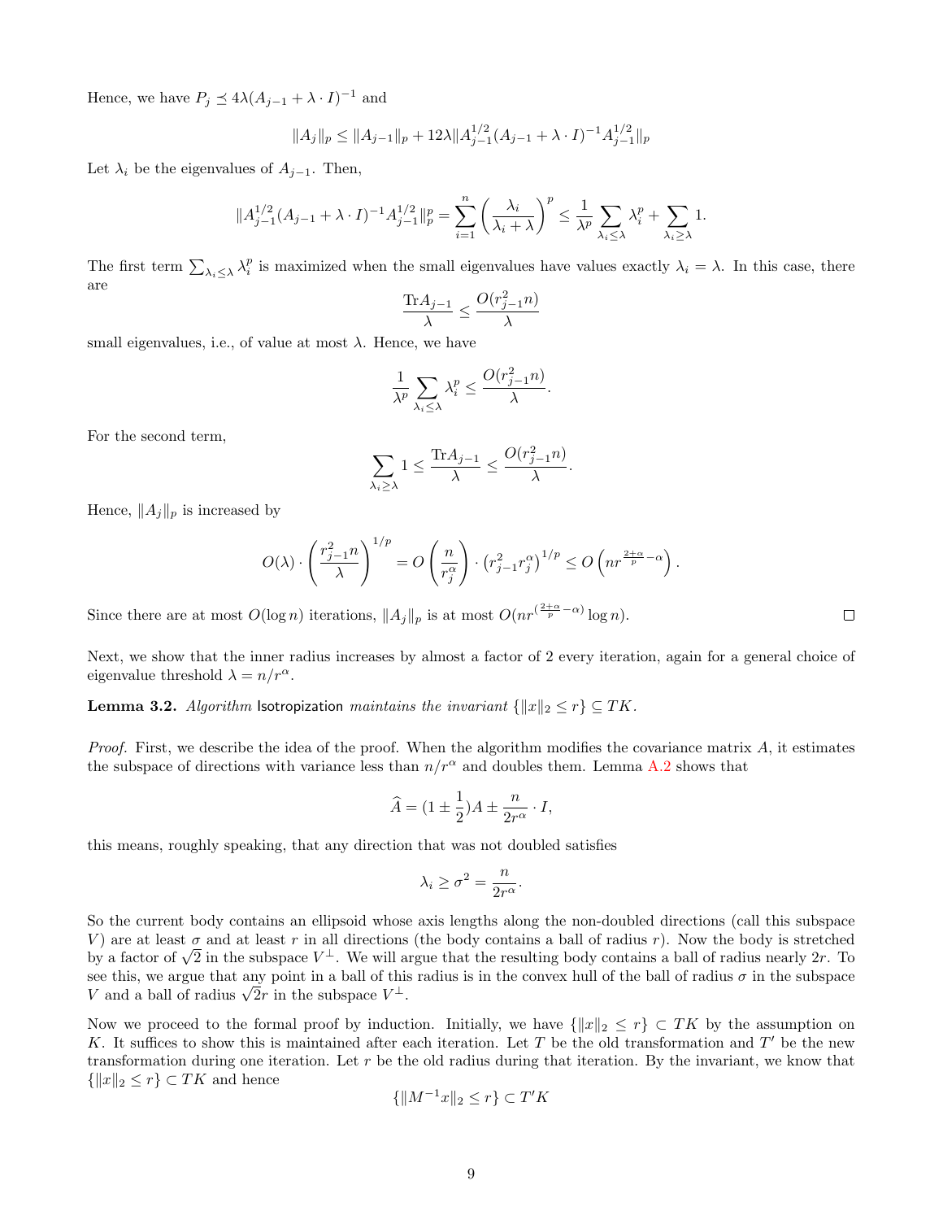Hence, we have $P_j \preceq 4\lambda(A_{j-1} + \lambda \cdot I)^{-1}$ and

$$\|A_j\|_p \leq \|A_{j-1}\|_p + 12\lambda \|A_{j-1}^{1/2}(A_{j-1} + \lambda \cdot I)^{-1} A_{j-1}^{1/2}\|_p$$

Let $\lambda_i$ be the eigenvalues of $A_{j-1}$. Then,

$$\|A_{j-1}^{1/2}(A_{j-1} + \lambda \cdot I)^{-1} A_{j-1}^{1/2}\|_p^p = \sum_{i=1}^{n} \left(\frac{\lambda_i}{\lambda_i + \lambda}\right)^p \leq \frac{1}{\lambda^p} \sum_{\lambda_i \leq \lambda} \lambda_i^p + \sum_{\lambda_i \geq \lambda} 1.$$

The first term $\sum_{\lambda_i \leq \lambda} \lambda_i^p$ is maximized when the small eigenvalues have values exactly $\lambda_i = \lambda$. In this case, there are

$$\frac{\mathrm{Tr} A_{j-1}}{\lambda} \leq \frac{O(r_{j-1}^2 n)}{\lambda}$$

small eigenvalues, i.e., of value at most $\lambda$. Hence, we have

$$\frac{1}{\lambda^p} \sum_{\lambda_i \leq \lambda} \lambda_i^p \leq \frac{O(r_{j-1}^2 n)}{\lambda}.$$

For the second term,

$$\sum_{\lambda_i \geq \lambda} 1 \leq \frac{\mathrm{Tr} A_{j-1}}{\lambda} \leq \frac{O(r_{j-1}^2 n)}{\lambda}.$$

Hence, $\|A_j\|_p$ is increased by

$$O(\lambda) \cdot \left(\frac{r_{j-1}^2 n}{\lambda}\right)^{1/p} = O\left(\frac{n}{r_j^\alpha}\right) \cdot \left(r_{j-1}^2 r_j^\alpha\right)^{1/p} \leq O\left(n r^{\frac{2+\alpha}{p} - \alpha}\right).$$

Since there are at most $O(\log n)$ iterations, $\|A_j\|_p$ is at most $O(n r^{(\frac{2+\alpha}{p} - \alpha)} \log n)$. □

Next, we show that the inner radius increases by almost a factor of 2 every iteration, again for a general choice of eigenvalue threshold $\lambda = n/r^\alpha$.

**Lemma 3.2.** *Algorithm* Isotropization *maintains the invariant* $\{\|x\|_2 \leq r\} \subseteq TK$.

*Proof.* First, we describe the idea of the proof. When the algorithm modifies the covariance matrix $A$, it estimates the subspace of directions with variance less than $n/r^\alpha$ and doubles them. Lemma A.2 shows that

$$\widehat{A} = (1 \pm \frac{1}{2})A \pm \frac{n}{2r^\alpha} \cdot I,$$

this means, roughly speaking, that any direction that was not doubled satisfies

$$\lambda_i \geq \sigma^2 = \frac{n}{2r^\alpha}.$$

So the current body contains an ellipsoid whose axis lengths along the non-doubled directions (call this subspace $V$) are at least $\sigma$ and at least $r$ in all directions (the body contains a ball of radius $r$). Now the body is stretched by a factor of $\sqrt{2}$ in the subspace $V^\perp$. We will argue that the resulting body contains a ball of radius nearly $2r$. To see this, we argue that any point in a ball of this radius is in the convex hull of the ball of radius $\sigma$ in the subspace $V$ and a ball of radius $\sqrt{2}r$ in the subspace $V^\perp$.

Now we proceed to the formal proof by induction. Initially, we have $\{\|x\|_2 \leq r\} \subset TK$ by the assumption on $K$. It suffices to show this is maintained after each iteration. Let $T$ be the old transformation and $T'$ be the new transformation during one iteration. Let $r$ be the old radius during that iteration. By the invariant, we know that $\{\|x\|_2 \leq r\} \subset TK$ and hence

$$\{\|M^{-1}x\|_2 \leq r\} \subset T'K$$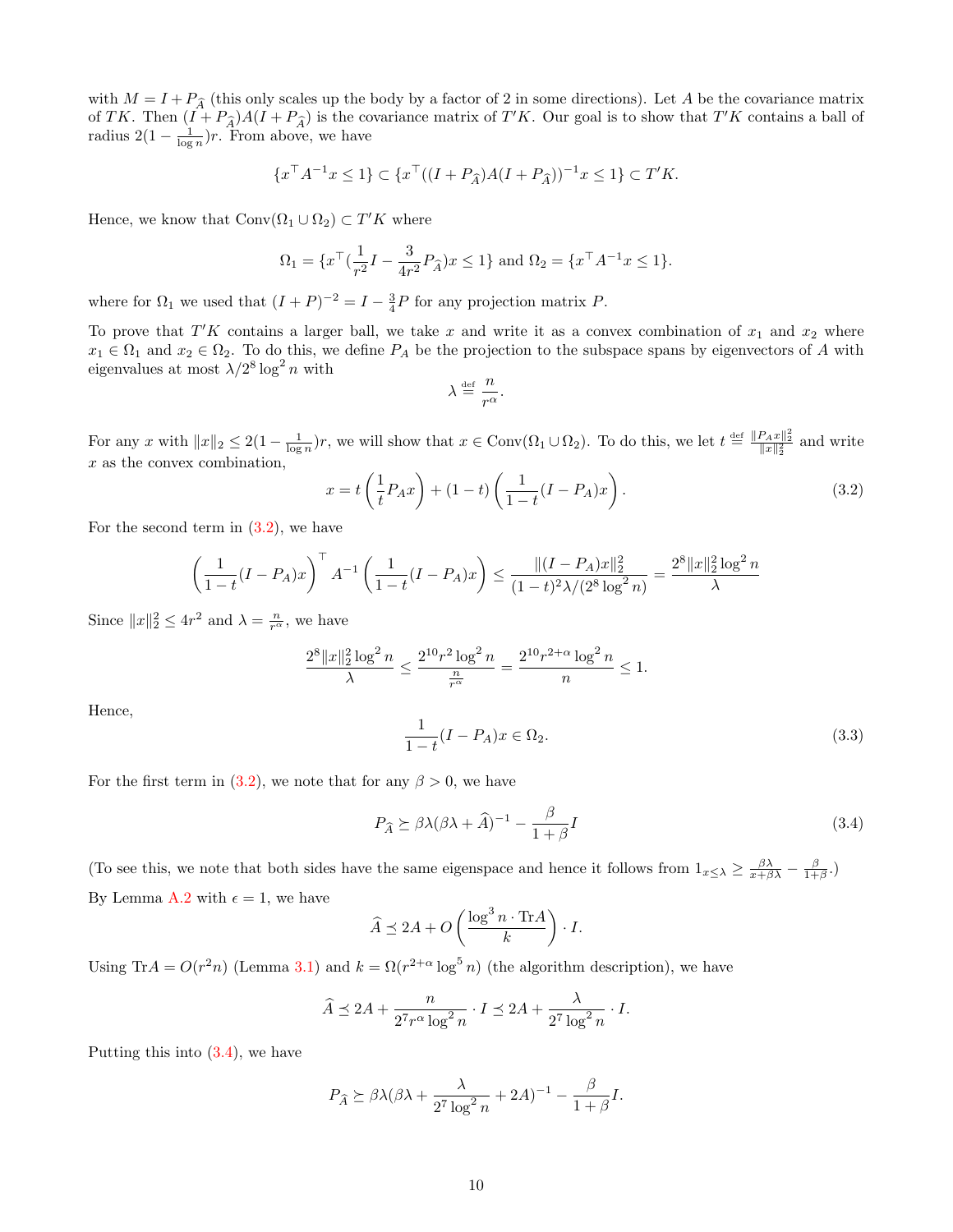with $M = I + P_{\widehat{A}}$ (this only scales up the body by a factor of 2 in some directions). Let $A$ be the covariance matrix of $TK$. Then $(I + P_{\widehat{A}})A(I + P_{\widehat{A}})$ is the covariance matrix of $T'K$. Our goal is to show that $T'K$ contains a ball of radius $2(1 - \frac{1}{\log n})r$. From above, we have

$$\{x^\top A^{-1}x \leq 1\} \subset \{x^\top ((I + P_{\widehat{A}})A(I + P_{\widehat{A}}))^{-1}x \leq 1\} \subset T'K.$$

Hence, we know that $\mathrm{Conv}(\Omega_1 \cup \Omega_2) \subset T'K$ where

$$\Omega_1 = \{x^\top (\frac{1}{r^2}I - \frac{3}{4r^2}P_{\widehat{A}})x \leq 1\} \text{ and } \Omega_2 = \{x^\top A^{-1}x \leq 1\}.$$

where for $\Omega_1$ we used that $(I + P)^{-2} = I - \frac{3}{4}P$ for any projection matrix $P$.

To prove that $T'K$ contains a larger ball, we take $x$ and write it as a convex combination of $x_1$ and $x_2$ where $x_1 \in \Omega_1$ and $x_2 \in \Omega_2$. To do this, we define $P_A$ be the projection to the subspace spans by eigenvectors of $A$ with eigenvalues at most $\lambda/2^8 \log^2 n$ with

$$\lambda \stackrel{\text{def}}{=} \frac{n}{r^\alpha}.$$

For any $x$ with $\|x\|_2 \leq 2(1 - \frac{1}{\log n})r$, we will show that $x \in \mathrm{Conv}(\Omega_1 \cup \Omega_2)$. To do this, we let $t \stackrel{\text{def}}{=} \frac{\|P_A x\|_2^2}{\|x\|_2^2}$ and write $x$ as the convex combination,

$$x = t\left(\frac{1}{t}P_A x\right) + (1-t)\left(\frac{1}{1-t}(I - P_A)x\right). \tag{3.2}$$

For the second term in (3.2), we have

$$\left(\frac{1}{1-t}(I - P_A)x\right)^\top A^{-1}\left(\frac{1}{1-t}(I - P_A)x\right) \leq \frac{\|(I - P_A)x\|_2^2}{(1-t)^2\lambda/(2^8 \log^2 n)} = \frac{2^8 \|x\|_2^2 \log^2 n}{\lambda}$$

Since $\|x\|_2^2 \leq 4r^2$ and $\lambda = \frac{n}{r^\alpha}$, we have

$$\frac{2^8 \|x\|_2^2 \log^2 n}{\lambda} \leq \frac{2^{10} r^2 \log^2 n}{\frac{n}{r^\alpha}} = \frac{2^{10} r^{2+\alpha} \log^2 n}{n} \leq 1.$$

Hence,

$$\frac{1}{1-t}(I - P_A)x \in \Omega_2. \tag{3.3}$$

For the first term in (3.2), we note that for any $\beta > 0$, we have

$$P_{\widehat{A}} \succeq \beta\lambda(\beta\lambda + \widehat{A})^{-1} - \frac{\beta}{1+\beta}I \tag{3.4}$$

(To see this, we note that both sides have the same eigenspace and hence it follows from $1_{x \leq \lambda} \geq \frac{\beta\lambda}{x + \beta\lambda} - \frac{\beta}{1+\beta}$.)

By Lemma A.2 with $\epsilon = 1$, we have

$$\widehat{A} \preceq 2A + O\left(\frac{\log^3 n \cdot \mathrm{Tr}A}{k}\right) \cdot I.$$

Using $\mathrm{Tr}A = O(r^2 n)$ (Lemma 3.1) and $k = \Omega(r^{2+\alpha} \log^5 n)$ (the algorithm description), we have

$$\widehat{A} \preceq 2A + \frac{n}{2^7 r^\alpha \log^2 n} \cdot I \preceq 2A + \frac{\lambda}{2^7 \log^2 n} \cdot I.$$

Putting this into (3.4), we have

$$P_{\widehat{A}} \succeq \beta\lambda(\beta\lambda + \frac{\lambda}{2^7 \log^2 n} + 2A)^{-1} - \frac{\beta}{1+\beta}I.$$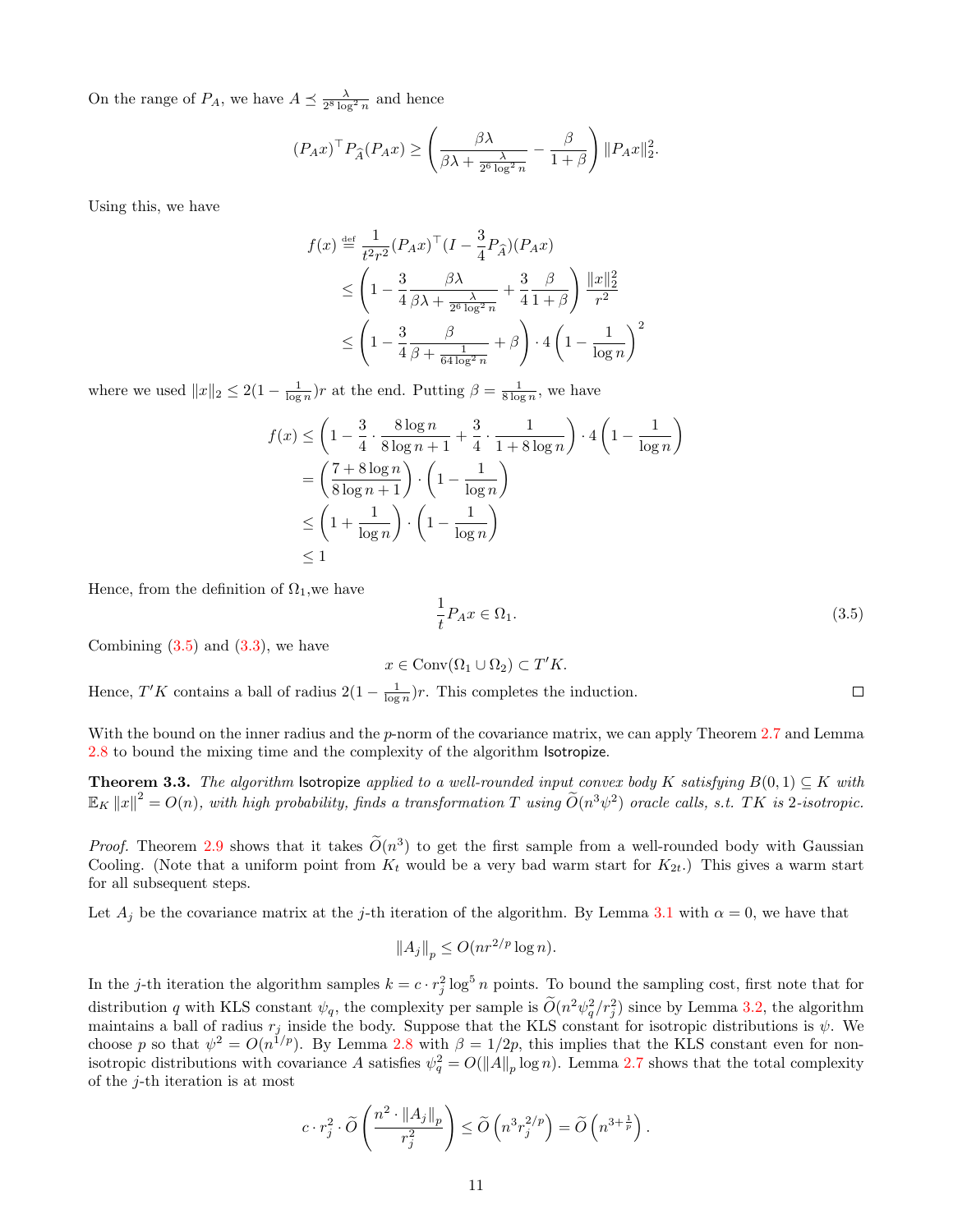On the range of $P_A$, we have $A \preceq \frac{\lambda}{2^8 \log^2 n}$ and hence

$$(P_A x)^\top P_{\widehat{A}} (P_A x) \geq \left( \frac{\beta \lambda}{\beta \lambda + \frac{\lambda}{2^6 \log^2 n}} - \frac{\beta}{1+\beta} \right) \|P_A x\|_2^2.$$

Using this, we have

$$\begin{aligned}
f(x) &\stackrel{\text{def}}{=} \frac{1}{t^2 r^2} (P_A x)^\top (I - \frac{3}{4} P_{\widehat{A}})(P_A x) \\
&\leq \left(1 - \frac{3}{4} \frac{\beta \lambda}{\beta \lambda + \frac{\lambda}{2^6 \log^2 n}} + \frac{3}{4} \frac{\beta}{1+\beta} \right) \frac{\|x\|_2^2}{r^2} \\
&\leq \left(1 - \frac{3}{4} \frac{\beta}{\beta + \frac{1}{64 \log^2 n}} + \beta \right) \cdot 4 \left(1 - \frac{1}{\log n}\right)^2
\end{aligned}$$

where we used $\|x\|_2 \leq 2(1 - \frac{1}{\log n}) r$ at the end. Putting $\beta = \frac{1}{8 \log n}$, we have

$$\begin{aligned}
f(x) &\leq \left(1 - \frac{3}{4} \cdot \frac{8 \log n}{8 \log n + 1} + \frac{3}{4} \cdot \frac{1}{1 + 8 \log n}\right) \cdot 4 \left(1 - \frac{1}{\log n}\right) \\
&= \left(\frac{7 + 8 \log n}{8 \log n + 1}\right) \cdot \left(1 - \frac{1}{\log n}\right) \\
&\leq \left(1 + \frac{1}{\log n}\right) \cdot \left(1 - \frac{1}{\log n}\right) \\
&\leq 1
\end{aligned}$$

Hence, from the definition of $\Omega_1$,we have

$$\frac{1}{t} P_A x \in \Omega_1. \tag{3.5}$$

Combining (3.5) and (3.3), we have

$$x \in \text{Conv}(\Omega_1 \cup \Omega_2) \subset T' K.$$

Hence, $T'K$ contains a ball of radius $2(1 - \frac{1}{\log n})r$. This completes the induction. ∎

With the bound on the inner radius and the $p$-norm of the covariance matrix, we can apply Theorem 2.7 and Lemma 2.8 to bound the mixing time and the complexity of the algorithm Isotropize.

**Theorem 3.3.** *The algorithm* Isotropize *applied to a well-rounded input convex body $K$ satisfying $B(0,1) \subseteq K$ with $\mathbb{E}_K \|x\|^2 = O(n)$, with high probability, finds a transformation $T$ using $\widetilde{O}(n^3 \psi^2)$ oracle calls, s.t. $TK$ is 2-isotropic.*

*Proof.* Theorem 2.9 shows that it takes $\widetilde{O}(n^3)$ to get the first sample from a well-rounded body with Gaussian Cooling. (Note that a uniform point from $K_t$ would be a very bad warm start for $K_{2t}$.) This gives a warm start for all subsequent steps.

Let $A_j$ be the covariance matrix at the $j$-th iteration of the algorithm. By Lemma 3.1 with $\alpha = 0$, we have that

$$\|A_j\|_p \leq O(n r^{2/p} \log n).$$

In the $j$-th iteration the algorithm samples $k = c \cdot r_j^2 \log^5 n$ points. To bound the sampling cost, first note that for distribution $q$ with KLS constant $\psi_q$, the complexity per sample is $\widetilde{O}(n^2 \psi_q^2 / r_j^2)$ since by Lemma 3.2, the algorithm maintains a ball of radius $r_j$ inside the body. Suppose that the KLS constant for isotropic distributions is $\psi$. We choose $p$ so that $\psi^2 = O(n^{1/p})$. By Lemma 2.8 with $\beta = 1/2p$, this implies that the KLS constant even for non-isotropic distributions with covariance $A$ satisfies $\psi_q^2 = O(\|A\|_p \log n)$. Lemma 2.7 shows that the total complexity of the $j$-th iteration is at most

$$c \cdot r_j^2 \cdot \widetilde{O}\left(\frac{n^2 \cdot \|A_j\|_p}{r_j^2}\right) \leq \widetilde{O}\left(n^3 r_j^{2/p}\right) = \widetilde{O}\left(n^{3 + \frac{1}{p}}\right).$$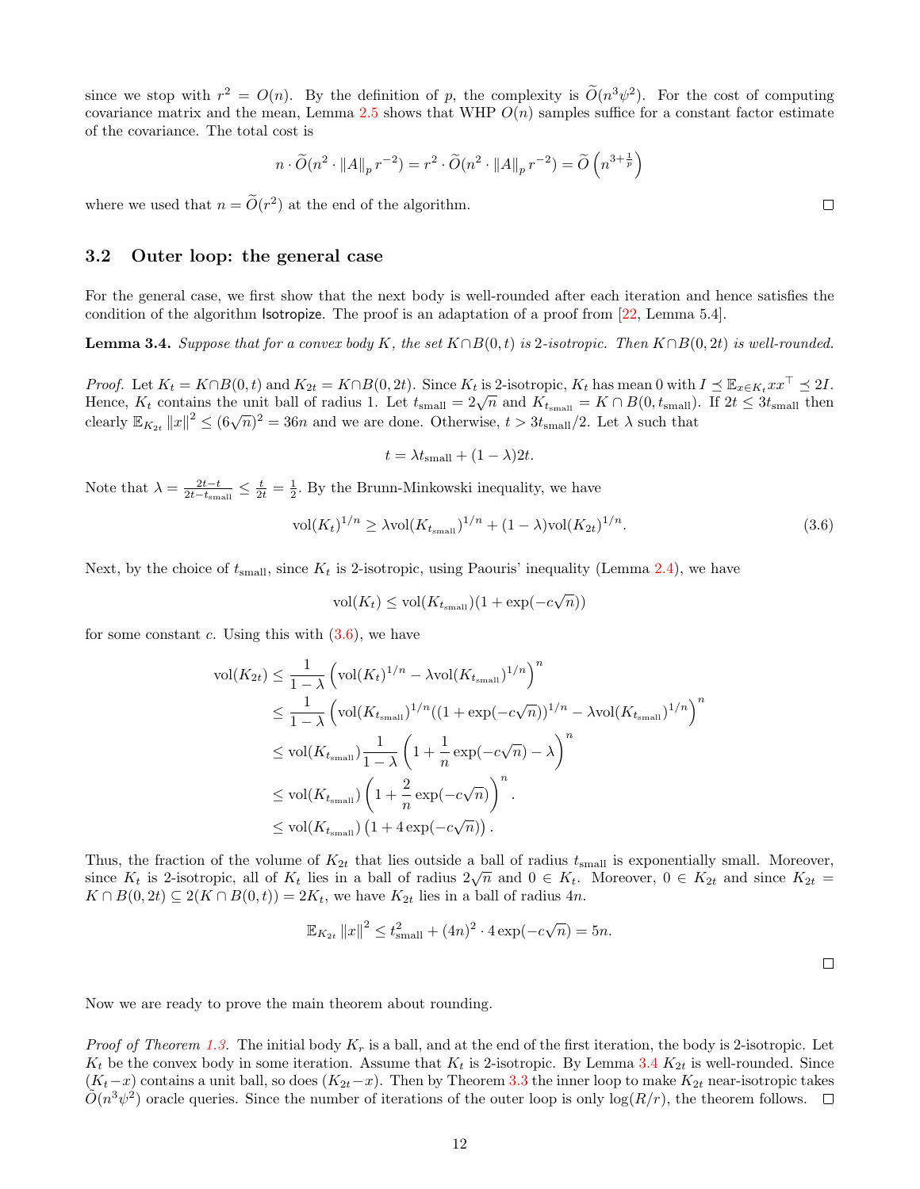since we stop with $r^2 = O(n)$. By the definition of $p$, the complexity is $\widetilde{O}(n^3\psi^2)$. For the cost of computing covariance matrix and the mean, Lemma 2.5 shows that WHP $O(n)$ samples suffice for a constant factor estimate of the covariance. The total cost is

$$n \cdot \widetilde{O}(n^2 \cdot \|A\|_p \, r^{-2}) = r^2 \cdot \widetilde{O}(n^2 \cdot \|A\|_p \, r^{-2}) = \widetilde{O}\left(n^{3+\frac{1}{p}}\right)$$

where we used that $n = \widetilde{O}(r^2)$ at the end of the algorithm. □

## 3.2 Outer loop: the general case

For the general case, we first show that the next body is well-rounded after each iteration and hence satisfies the condition of the algorithm Isotropize. The proof is an adaptation of a proof from [22, Lemma 5.4].

**Lemma 3.4.** *Suppose that for a convex body $K$, the set $K \cap B(0,t)$ is 2-isotropic. Then $K \cap B(0,2t)$ is well-rounded.*

*Proof.* Let $K_t = K \cap B(0,t)$ and $K_{2t} = K \cap B(0,2t)$. Since $K_t$ is 2-isotropic, $K_t$ has mean 0 with $I \preceq \mathbb{E}_{x\in K_t} xx^\top \preceq 2I$. Hence, $K_t$ contains the unit ball of radius 1. Let $t_{\text{small}} = 2\sqrt{n}$ and $K_{t_{\text{small}}} = K \cap B(0, t_{\text{small}})$. If $2t \le 3t_{\text{small}}$ then clearly $\mathbb{E}_{K_{2t}} \|x\|^2 \le (6\sqrt{n})^2 = 36n$ and we are done. Otherwise, $t > 3t_{\text{small}}/2$. Let $\lambda$ such that

$$t = \lambda t_{\text{small}} + (1-\lambda)2t.$$

Note that $\lambda = \frac{2t-t}{2t-t_{\text{small}}} \le \frac{t}{2t} = \frac{1}{2}$. By the Brunn-Minkowski inequality, we have

$$\text{vol}(K_t)^{1/n} \ge \lambda \text{vol}(K_{t_{\text{small}}})^{1/n} + (1-\lambda)\text{vol}(K_{2t})^{1/n}. \tag{3.6}$$

Next, by the choice of $t_{\text{small}}$, since $K_t$ is 2-isotropic, using Paouris' inequality (Lemma 2.4), we have

$$\text{vol}(K_t) \le \text{vol}(K_{t_{\text{small}}})(1 + \exp(-c\sqrt{n}))$$

for some constant $c$. Using this with (3.6), we have

$$\begin{aligned}
\text{vol}(K_{2t}) &\le \frac{1}{1-\lambda}\left(\text{vol}(K_t)^{1/n} - \lambda \text{vol}(K_{t_{\text{small}}})^{1/n}\right)^n \\
&\le \frac{1}{1-\lambda}\left(\text{vol}(K_{t_{\text{small}}})^{1/n}((1+\exp(-c\sqrt{n}))^{1/n} - \lambda \text{vol}(K_{t_{\text{small}}})^{1/n}\right)^n \\
&\le \text{vol}(K_{t_{\text{small}}})\frac{1}{1-\lambda}\left(1 + \frac{1}{n}\exp(-c\sqrt{n}) - \lambda\right)^n \\
&\le \text{vol}(K_{t_{\text{small}}})\left(1 + \frac{2}{n}\exp(-c\sqrt{n})\right)^n. \\
&\le \text{vol}(K_{t_{\text{small}}})\left(1 + 4\exp(-c\sqrt{n})\right).
\end{aligned}$$

Thus, the fraction of the volume of $K_{2t}$ that lies outside a ball of radius $t_{\text{small}}$ is exponentially small. Moreover, since $K_t$ is 2-isotropic, all of $K_t$ lies in a ball of radius $2\sqrt{n}$ and $0 \in K_t$. Moreover, $0 \in K_{2t}$ and since $K_{2t} = K \cap B(0,2t) \subseteq 2(K \cap B(0,t)) = 2K_t$, we have $K_{2t}$ lies in a ball of radius $4n$.

$$\mathbb{E}_{K_{2t}} \|x\|^2 \le t_{\text{small}}^2 + (4n)^2 \cdot 4\exp(-c\sqrt{n}) = 5n.$$

□

Now we are ready to prove the main theorem about rounding.

*Proof of Theorem 1.3.* The initial body $K_r$ is a ball, and at the end of the first iteration, the body is 2-isotropic. Let $K_t$ be the convex body in some iteration. Assume that $K_t$ is 2-isotropic. By Lemma 3.4 $K_{2t}$ is well-rounded. Since $(K_t - x)$ contains a unit ball, so does $(K_{2t} - x)$. Then by Theorem 3.3 the inner loop to make $K_{2t}$ near-isotropic takes $\widetilde{O}(n^3\psi^2)$ oracle queries. Since the number of iterations of the outer loop is only $\log(R/r)$, the theorem follows. □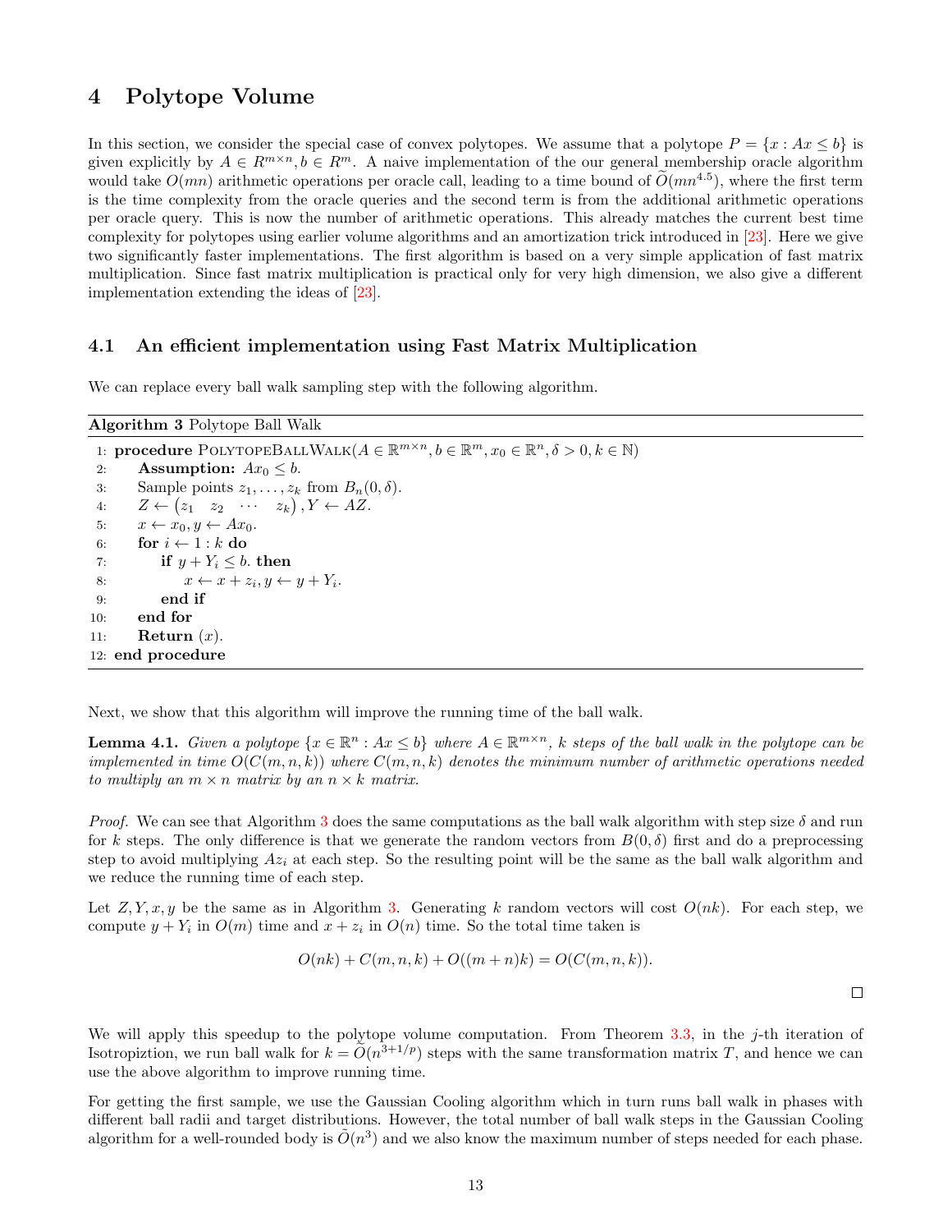# 4 Polytope Volume

In this section, we consider the special case of convex polytopes. We assume that a polytope $P = \{x : Ax \leq b\}$ is given explicitly by $A \in R^{m \times n}, b \in R^m$. A naive implementation of the our general membership oracle algorithm would take $O(mn)$ arithmetic operations per oracle call, leading to a time bound of $\widetilde{O}(mn^{4.5})$, where the first term is the time complexity from the oracle queries and the second term is from the additional arithmetic operations per oracle query. This is now the number of arithmetic operations. This already matches the current best time complexity for polytopes using earlier volume algorithms and an amortization trick introduced in [23]. Here we give two significantly faster implementations. The first algorithm is based on a very simple application of fast matrix multiplication. Since fast matrix multiplication is practical only for very high dimension, we also give a different implementation extending the ideas of [23].

## 4.1 An efficient implementation using Fast Matrix Multiplication

We can replace every ball walk sampling step with the following algorithm.

**Algorithm 3** Polytope Ball Walk

```
1:  procedure PolytopeBallWalk(A ∈ ℝ^{m×n}, b ∈ ℝ^m, x_0 ∈ ℝ^n, δ > 0, k ∈ ℕ)
2:      Assumption: Ax_0 ≤ b.
3:      Sample points z_1, ..., z_k from B_n(0, δ).
4:      Z ← (z_1  z_2  ···  z_k), Y ← AZ.
5:      x ← x_0, y ← Ax_0.
6:      for i ← 1 : k do
7:          if y + Y_i ≤ b. then
8:              x ← x + z_i, y ← y + Y_i.
9:          end if
10:     end for
11:     Return (x).
12: end procedure
```

Next, we show that this algorithm will improve the running time of the ball walk.

**Lemma 4.1.** *Given a polytope $\{x \in \mathbb{R}^n : Ax \leq b\}$ where $A \in \mathbb{R}^{m \times n}$, $k$ steps of the ball walk in the polytope can be implemented in time $O(C(m,n,k))$ where $C(m,n,k)$ denotes the minimum number of arithmetic operations needed to multiply an $m \times n$ matrix by an $n \times k$ matrix.*

*Proof.* We can see that Algorithm 3 does the same computations as the ball walk algorithm with step size $\delta$ and run for $k$ steps. The only difference is that we generate the random vectors from $B(0,\delta)$ first and do a preprocessing step to avoid multiplying $Az_i$ at each step. So the resulting point will be the same as the ball walk algorithm and we reduce the running time of each step.

Let $Z, Y, x, y$ be the same as in Algorithm 3. Generating $k$ random vectors will cost $O(nk)$. For each step, we compute $y + Y_i$ in $O(m)$ time and $x + z_i$ in $O(n)$ time. So the total time taken is

$$O(nk) + C(m,n,k) + O((m+n)k) = O(C(m,n,k)).$$

∎

We will apply this speedup to the polytope volume computation. From Theorem 3.3, in the $j$-th iteration of Isotropiztion, we run ball walk for $k = \widetilde{O}(n^{3+1/p})$ steps with the same transformation matrix $T$, and hence we can use the above algorithm to improve running time.

For getting the first sample, we use the Gaussian Cooling algorithm which in turn runs ball walk in phases with different ball radii and target distributions. However, the total number of ball walk steps in the Gaussian Cooling algorithm for a well-rounded body is $\tilde{O}(n^3)$ and we also know the maximum number of steps needed for each phase.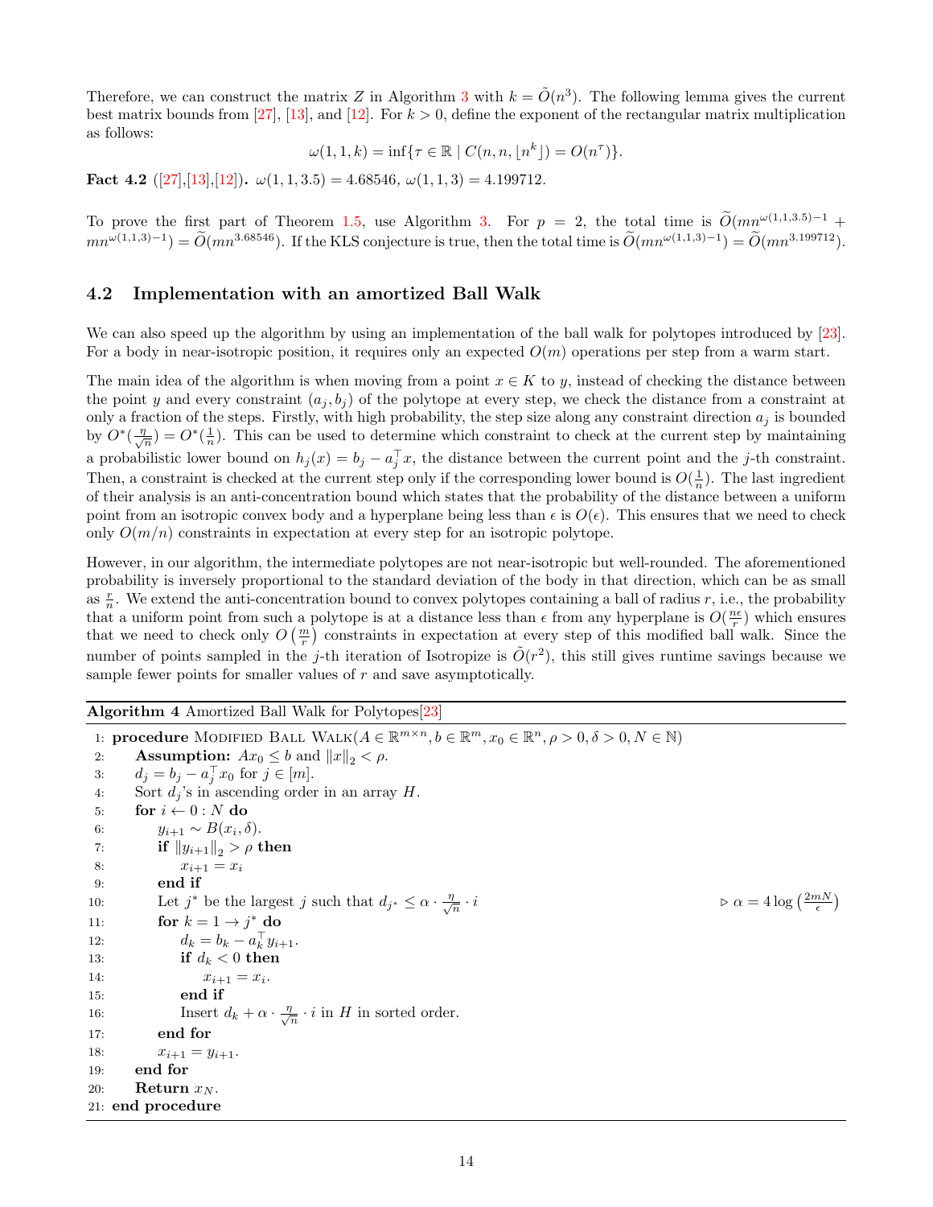Therefore, we can construct the matrix $Z$ in Algorithm 3 with $k = \tilde{O}(n^3)$. The following lemma gives the current best matrix bounds from [27], [13], and [12]. For $k > 0$, define the exponent of the rectangular matrix multiplication as follows:

$$\omega(1,1,k) = \inf\{\tau \in \mathbb{R} \mid C(n,n,\lfloor n^k \rfloor) = O(n^\tau)\}.$$

**Fact 4.2** ([27],[13],[12])**.** $\omega(1,1,3.5) = 4.68546$, $\omega(1,1,3) = 4.199712$.

To prove the first part of Theorem 1.5, use Algorithm 3. For $p = 2$, the total time is $\widetilde{O}(mn^{\omega(1,1,3.5)-1} + mn^{\omega(1,1,3)-1}) = \widetilde{O}(mn^{3.68546})$. If the KLS conjecture is true, then the total time is $\widetilde{O}(mn^{\omega(1,1,3)-1}) = \widetilde{O}(mn^{3.199712})$.

## 4.2 Implementation with an amortized Ball Walk

We can also speed up the algorithm by using an implementation of the ball walk for polytopes introduced by [23]. For a body in near-isotropic position, it requires only an expected $O(m)$ operations per step from a warm start.

The main idea of the algorithm is when moving from a point $x \in K$ to $y$, instead of checking the distance between the point $y$ and every constraint $(a_j, b_j)$ of the polytope at every step, we check the distance from a constraint at only a fraction of the steps. Firstly, with high probability, the step size along any constraint direction $a_j$ is bounded by $O^*(\frac{\eta}{\sqrt{n}}) = O^*(\frac{1}{n})$. This can be used to determine which constraint to check at the current step by maintaining a probabilistic lower bound on $h_j(x) = b_j - a_j^\top x$, the distance between the current point and the $j$-th constraint. Then, a constraint is checked at the current step only if the corresponding lower bound is $O(\frac{1}{n})$. The last ingredient of their analysis is an anti-concentration bound which states that the probability of the distance between a uniform point from an isotropic convex body and a hyperplane being less than $\epsilon$ is $O(\epsilon)$. This ensures that we need to check only $O(m/n)$ constraints in expectation at every step for an isotropic polytope.

However, in our algorithm, the intermediate polytopes are not near-isotropic but well-rounded. The aforementioned probability is inversely proportional to the standard deviation of the body in that direction, which can be as small as $\frac{r}{n}$. We extend the anti-concentration bound to convex polytopes containing a ball of radius $r$, i.e., the probability that a uniform point from such a polytope is at a distance less than $\epsilon$ from any hyperplane is $O(\frac{n\epsilon}{r})$ which ensures that we need to check only $O\left(\frac{m}{r}\right)$ constraints in expectation at every step of this modified ball walk. Since the number of points sampled in the $j$-th iteration of Isotropize is $\tilde{O}(r^2)$, this still gives runtime savings because we sample fewer points for smaller values of $r$ and save asymptotically.

---

**Algorithm 4** Amortized Ball Walk for Polytopes[23]

```
1: procedure Modified Ball Walk(A ∈ R^{m×n}, b ∈ R^m, x_0 ∈ R^n, ρ > 0, δ > 0, N ∈ N)
2:     Assumption: Ax_0 ≤ b and ‖x‖_2 < ρ.
3:     d_j = b_j − a_j^⊤ x_0 for j ∈ [m].
4:     Sort d_j's in ascending order in an array H.
5:     for i ← 0 : N do
6:         y_{i+1} ∼ B(x_i, δ).
7:         if ‖y_{i+1}‖_2 > ρ then
8:             x_{i+1} = x_i
9:         end if
10:        Let j* be the largest j such that d_{j*} ≤ α · (η/√n) · i        ▷ α = 4 log(2mN/ε)
11:        for k = 1 → j* do
12:            d_k = b_k − a_k^⊤ y_{i+1}.
13:            if d_k < 0 then
14:                x_{i+1} = x_i.
15:            end if
16:            Insert d_k + α · (η/√n) · i in H in sorted order.
17:        end for
18:        x_{i+1} = y_{i+1}.
19:    end for
20:    Return x_N.
21: end procedure
```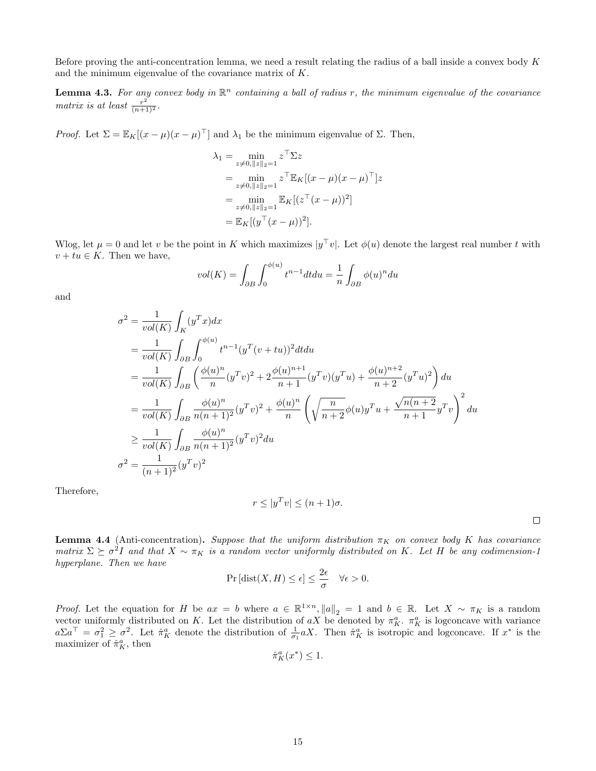Before proving the anti-concentration lemma, we need a result relating the radius of a ball inside a convex body $K$ and the minimum eigenvalue of the covariance matrix of $K$.

**Lemma 4.3.** *For any convex body in $\mathbb{R}^n$ containing a ball of radius $r$, the minimum eigenvalue of the covariance matrix is at least $\frac{r^2}{(n+1)^2}$.*

*Proof.* Let $\Sigma = \mathbb{E}_K[(x-\mu)(x-\mu)^\top]$ and $\lambda_1$ be the minimum eigenvalue of $\Sigma$. Then,

$$
\begin{aligned}
\lambda_1 &= \min_{z\neq 0, \|z\|_2 = 1} z^\top \Sigma z \\
&= \min_{z\neq 0, \|z\|_2 = 1} z^\top \mathbb{E}_K[(x-\mu)(x-\mu)^\top] z \\
&= \min_{z\neq 0, \|z\|_2 = 1} \mathbb{E}_K[(z^\top (x-\mu))^2] \\
&= \mathbb{E}_K[(y^\top (x-\mu))^2].
\end{aligned}
$$

Wlog, let $\mu = 0$ and let $v$ be the point in $K$ which maximizes $|y^\top v|$. Let $\phi(u)$ denote the largest real number $t$ with $v + tu \in K$. Then we have,

$$
vol(K) = \int_{\partial B} \int_0^{\phi(u)} t^{n-1} dt du = \frac{1}{n} \int_{\partial B} \phi(u)^n du
$$

and

$$
\begin{aligned}
\sigma^2 &= \frac{1}{vol(K)} \int_K (y^T x) dx \\
&= \frac{1}{vol(K)} \int_{\partial B} \int_0^{\phi(u)} t^{n-1} (y^T(v+tu))^2 dt du \\
&= \frac{1}{vol(K)} \int_{\partial B} \left( \frac{\phi(u)^n}{n} (y^T v)^2 + 2\frac{\phi(u)^{n+1}}{n+1} (y^T v)(y^T u) + \frac{\phi(u)^{n+2}}{n+2} (y^T u)^2 \right) du \\
&= \frac{1}{vol(K)} \int_{\partial B} \frac{\phi(u)^n}{n(n+1)^2} (y^T v)^2 + \frac{\phi(u)^n}{n} \left( \sqrt{\frac{n}{n+2}} \phi(u) y^T u + \frac{\sqrt{n(n+2}}{n+1} y^T v \right)^2 du \\
&\geq \frac{1}{vol(K)} \int_{\partial B} \frac{\phi(u)^n}{n(n+1)^2} (y^T v)^2 du \\
\sigma^2 &= \frac{1}{(n+1)^2} (y^T v)^2
\end{aligned}
$$

Therefore,

$$
r \leq |y^T v| \leq (n+1)\sigma.
$$

$\square$

**Lemma 4.4** (Anti-concentration)**.** *Suppose that the uniform distribution $\pi_K$ on convex body $K$ has covariance matrix $\Sigma \succeq \sigma^2 I$ and that $X \sim \pi_K$ is a random vector uniformly distributed on $K$. Let $H$ be any codimension-1 hyperplane. Then we have*

$$
\Pr[\text{dist}(X, H) \leq \epsilon] \leq \frac{2\epsilon}{\sigma} \quad \forall \epsilon > 0.
$$

*Proof.* Let the equation for $H$ be $ax = b$ where $a \in \mathbb{R}^{1\times n}, \|a\|_2 = 1$ and $b \in \mathbb{R}$. Let $X \sim \pi_K$ is a random vector uniformly distributed on $K$. Let the distribution of $aX$ be denoted by $\pi_K^a$. $\pi_K^a$ is logconcave with variance $a\Sigma a^\top = \sigma_1^2 \geq \sigma^2$. Let $\hat{\pi}_K^a$ denote the distribution of $\frac{1}{\sigma_1} aX$. Then $\hat{\pi}_K^a$ is isotropic and logconcave. If $x^*$ is the maximizer of $\hat{\pi}_K^a$, then

$$
\hat{\pi}_K^a(x^*) \leq 1.
$$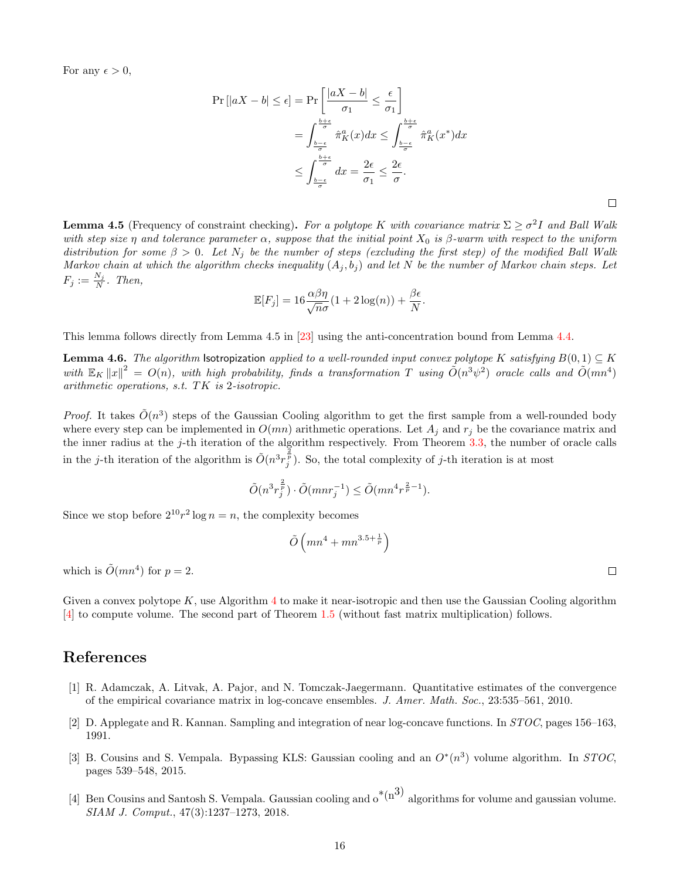For any $\epsilon > 0$,

$$\begin{aligned}
\Pr\left[|aX - b| \leq \epsilon\right] &= \Pr\left[\frac{|aX-b|}{\sigma_1} \leq \frac{\epsilon}{\sigma_1}\right] \\
&= \int_{\frac{b-\epsilon}{\sigma}}^{\frac{b+\epsilon}{\sigma}} \hat{\pi}_K^a(x)dx \leq \int_{\frac{b-\epsilon}{\sigma}}^{\frac{b+\epsilon}{\sigma}} \hat{\pi}_K^a(x^*)dx \\
&\leq \int_{\frac{b-\epsilon}{\sigma}}^{\frac{b+\epsilon}{\sigma}} dx = \frac{2\epsilon}{\sigma_1} \leq \frac{2\epsilon}{\sigma}.
\end{aligned}$$

□

**Lemma 4.5** (Frequency of constraint checking)**.** *For a polytope $K$ with covariance matrix $\Sigma \geq \sigma^2 I$ and Ball Walk with step size $\eta$ and tolerance parameter $\alpha$, suppose that the initial point $X_0$ is $\beta$-warm with respect to the uniform distribution for some $\beta > 0$. Let $N_j$ be the number of steps (excluding the first step) of the modified Ball Walk Markov chain at which the algorithm checks inequality $(A_j, b_j)$ and let $N$ be the number of Markov chain steps. Let $F_j := \frac{N_j}{N}$. Then,*

$$\mathbb{E}[F_j] = 16\frac{\alpha\beta\eta}{\sqrt{n}\sigma}(1 + 2\log(n)) + \frac{\beta\epsilon}{N}.$$

This lemma follows directly from Lemma 4.5 in [23] using the anti-concentration bound from Lemma 4.4.

**Lemma 4.6.** *The algorithm* Isotropization *applied to a well-rounded input convex polytope $K$ satisfying $B(0,1) \subseteq K$ with $\mathbb{E}_K \|x\|^2 = O(n)$, with high probability, finds a transformation $T$ using $\tilde{O}(n^3\psi^2)$ oracle calls and $\tilde{O}(mn^4)$ arithmetic operations, s.t. $TK$ is 2-isotropic.*

*Proof.* It takes $\tilde{O}(n^3)$ steps of the Gaussian Cooling algorithm to get the first sample from a well-rounded body where every step can be implemented in $O(mn)$ arithmetic operations. Let $A_j$ and $r_j$ be the covariance matrix and the inner radius at the $j$-th iteration of the algorithm respectively. From Theorem 3.3, the number of oracle calls in the $j$-th iteration of the algorithm is $\tilde{O}(n^3 r_j^{\frac{2}{p}})$. So, the total complexity of $j$-th iteration is at most

$$\tilde{O}(n^3 r_j^{\frac{2}{p}}) \cdot \tilde{O}(mnr_j^{-1}) \leq \tilde{O}(mn^4 r^{\frac{2}{p}-1}).$$

Since we stop before $2^{10}r^2 \log n = n$, the complexity becomes

$$\tilde{O}\left(mn^4 + mn^{3.5+\frac{1}{p}}\right)$$

which is $\tilde{O}(mn^4)$ for $p = 2$. □

Given a convex polytope $K$, use Algorithm 4 to make it near-isotropic and then use the Gaussian Cooling algorithm [4] to compute volume. The second part of Theorem 1.5 (without fast matrix multiplication) follows.

## References

[1] R. Adamczak, A. Litvak, A. Pajor, and N. Tomczak-Jaegermann. Quantitative estimates of the convergence of the empirical covariance matrix in log-concave ensembles. *J. Amer. Math. Soc.*, 23:535–561, 2010.

[2] D. Applegate and R. Kannan. Sampling and integration of near log-concave functions. In *STOC*, pages 156–163, 1991.

[3] B. Cousins and S. Vempala. Bypassing KLS: Gaussian cooling and an $O^*(n^3)$ volume algorithm. In *STOC*, pages 539–548, 2015.

[4] Ben Cousins and Santosh S. Vempala. Gaussian cooling and o$^*$(n$^3$) algorithms for volume and gaussian volume. *SIAM J. Comput.*, 47(3):1237–1273, 2018.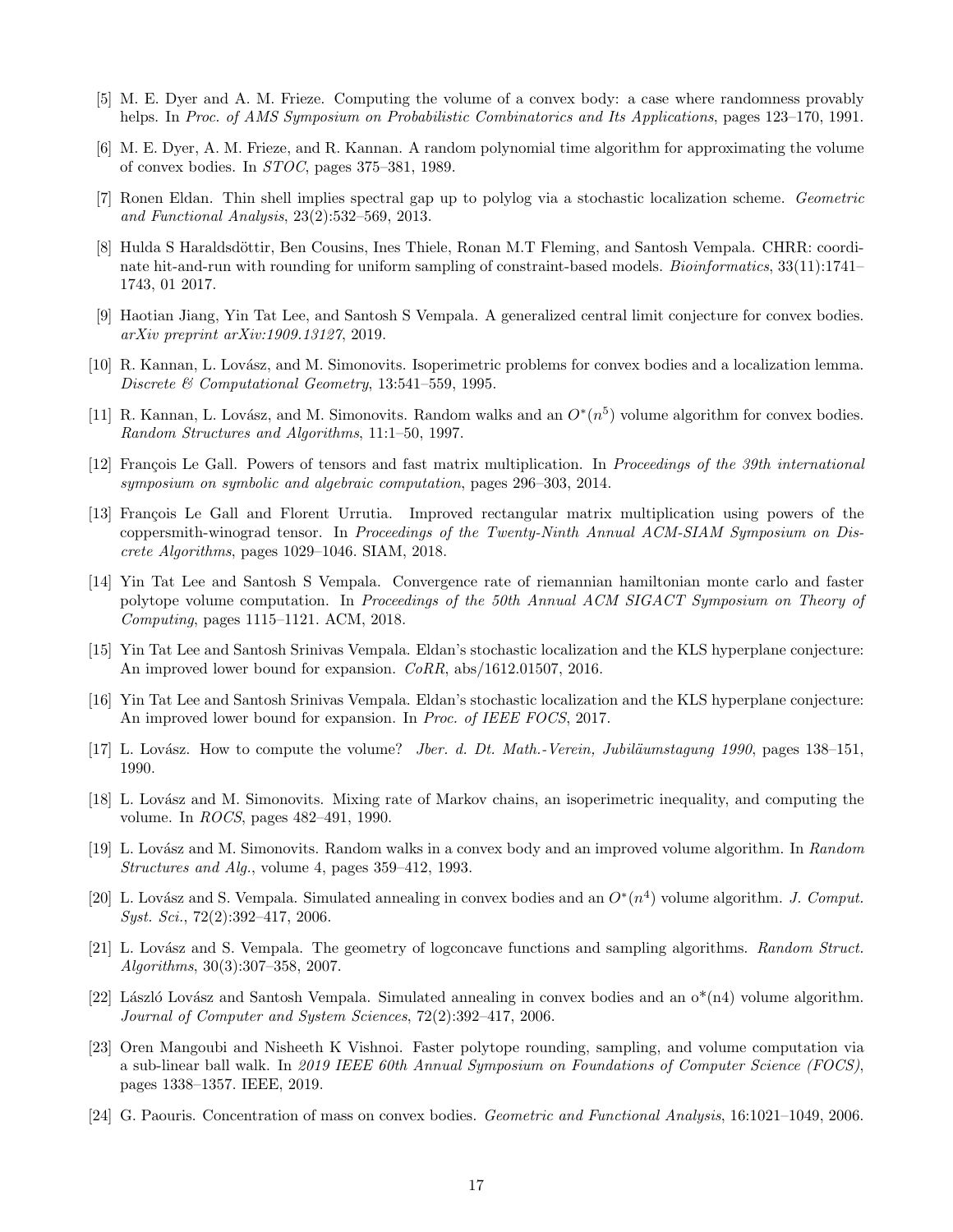[5] M. E. Dyer and A. M. Frieze. Computing the volume of a convex body: a case where randomness provably helps. In *Proc. of AMS Symposium on Probabilistic Combinatorics and Its Applications*, pages 123–170, 1991.

[6] M. E. Dyer, A. M. Frieze, and R. Kannan. A random polynomial time algorithm for approximating the volume of convex bodies. In *STOC*, pages 375–381, 1989.

[7] Ronen Eldan. Thin shell implies spectral gap up to polylog via a stochastic localization scheme. *Geometric and Functional Analysis*, 23(2):532–569, 2013.

[8] Hulda S Haraldsdöttir, Ben Cousins, Ines Thiele, Ronan M.T Fleming, and Santosh Vempala. CHRR: coordinate hit-and-run with rounding for uniform sampling of constraint-based models. *Bioinformatics*, 33(11):1741–1743, 01 2017.

[9] Haotian Jiang, Yin Tat Lee, and Santosh S Vempala. A generalized central limit conjecture for convex bodies. *arXiv preprint arXiv:1909.13127*, 2019.

[10] R. Kannan, L. Lovász, and M. Simonovits. Isoperimetric problems for convex bodies and a localization lemma. *Discrete & Computational Geometry*, 13:541–559, 1995.

[11] R. Kannan, L. Lovász, and M. Simonovits. Random walks and an $O^*(n^5)$ volume algorithm for convex bodies. *Random Structures and Algorithms*, 11:1–50, 1997.

[12] François Le Gall. Powers of tensors and fast matrix multiplication. In *Proceedings of the 39th international symposium on symbolic and algebraic computation*, pages 296–303, 2014.

[13] François Le Gall and Florent Urrutia. Improved rectangular matrix multiplication using powers of the coppersmith-winograd tensor. In *Proceedings of the Twenty-Ninth Annual ACM-SIAM Symposium on Discrete Algorithms*, pages 1029–1046. SIAM, 2018.

[14] Yin Tat Lee and Santosh S Vempala. Convergence rate of riemannian hamiltonian monte carlo and faster polytope volume computation. In *Proceedings of the 50th Annual ACM SIGACT Symposium on Theory of Computing*, pages 1115–1121. ACM, 2018.

[15] Yin Tat Lee and Santosh Srinivas Vempala. Eldan's stochastic localization and the KLS hyperplane conjecture: An improved lower bound for expansion. *CoRR*, abs/1612.01507, 2016.

[16] Yin Tat Lee and Santosh Srinivas Vempala. Eldan's stochastic localization and the KLS hyperplane conjecture: An improved lower bound for expansion. In *Proc. of IEEE FOCS*, 2017.

[17] L. Lovász. How to compute the volume? *Jber. d. Dt. Math.-Verein, Jubiläumstagung 1990*, pages 138–151, 1990.

[18] L. Lovász and M. Simonovits. Mixing rate of Markov chains, an isoperimetric inequality, and computing the volume. In *ROCS*, pages 482–491, 1990.

[19] L. Lovász and M. Simonovits. Random walks in a convex body and an improved volume algorithm. In *Random Structures and Alg.*, volume 4, pages 359–412, 1993.

[20] L. Lovász and S. Vempala. Simulated annealing in convex bodies and an $O^*(n^4)$ volume algorithm. *J. Comput. Syst. Sci.*, 72(2):392–417, 2006.

[21] L. Lovász and S. Vempala. The geometry of logconcave functions and sampling algorithms. *Random Struct. Algorithms*, 30(3):307–358, 2007.

[22] László Lovász and Santosh Vempala. Simulated annealing in convex bodies and an o*(n4) volume algorithm. *Journal of Computer and System Sciences*, 72(2):392–417, 2006.

[23] Oren Mangoubi and Nisheeth K Vishnoi. Faster polytope rounding, sampling, and volume computation via a sub-linear ball walk. In *2019 IEEE 60th Annual Symposium on Foundations of Computer Science (FOCS)*, pages 1338–1357. IEEE, 2019.

[24] G. Paouris. Concentration of mass on convex bodies. *Geometric and Functional Analysis*, 16:1021–1049, 2006.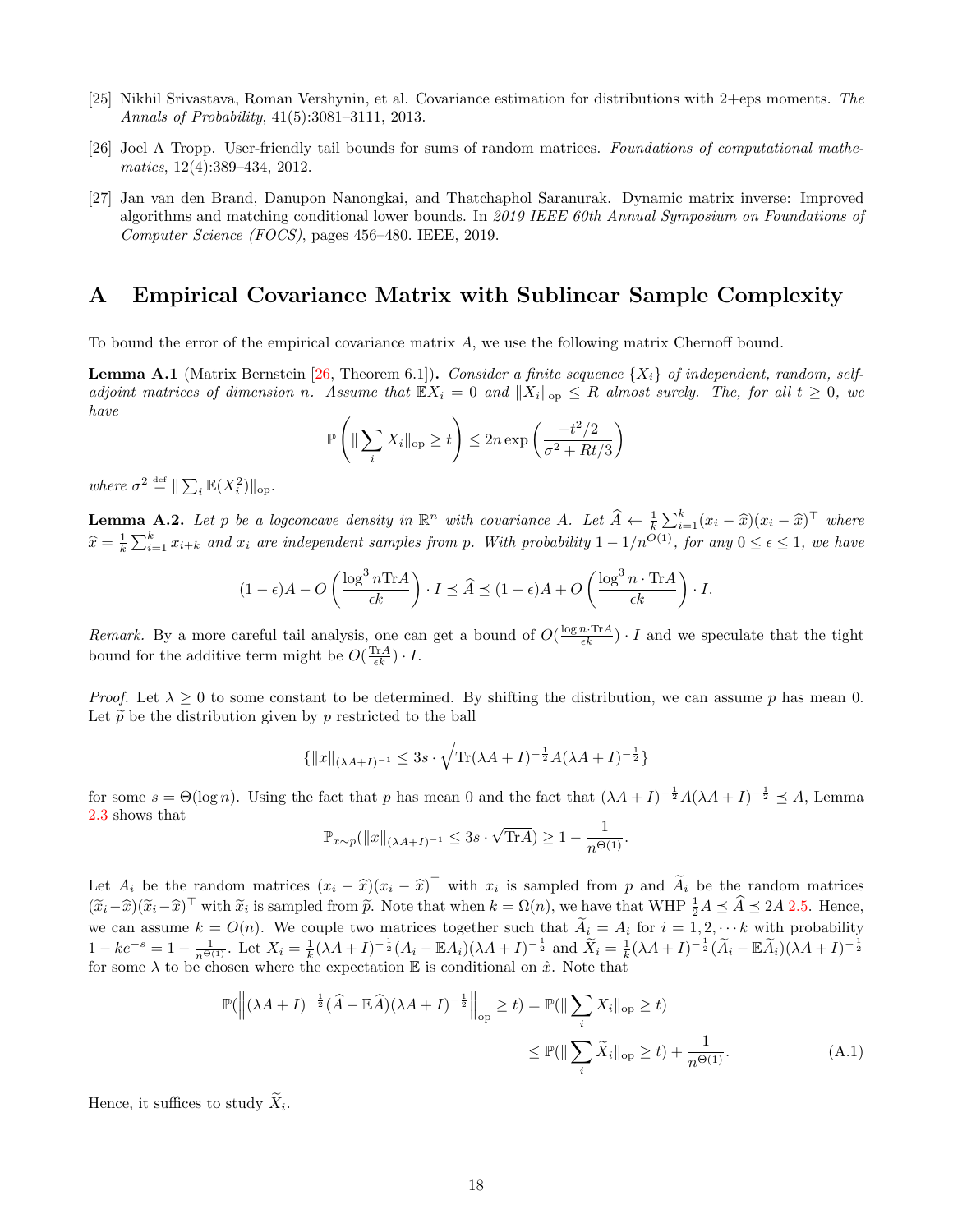[25] Nikhil Srivastava, Roman Vershynin, et al. Covariance estimation for distributions with 2+eps moments. *The Annals of Probability*, 41(5):3081–3111, 2013.

[26] Joel A Tropp. User-friendly tail bounds for sums of random matrices. *Foundations of computational mathematics*, 12(4):389–434, 2012.

[27] Jan van den Brand, Danupon Nanongkai, and Thatchaphol Saranurak. Dynamic matrix inverse: Improved algorithms and matching conditional lower bounds. In *2019 IEEE 60th Annual Symposium on Foundations of Computer Science (FOCS)*, pages 456–480. IEEE, 2019.

# A Empirical Covariance Matrix with Sublinear Sample Complexity

To bound the error of the empirical covariance matrix $A$, we use the following matrix Chernoff bound.

**Lemma A.1** (Matrix Bernstein [26, Theorem 6.1])**.** *Consider a finite sequence $\{X_i\}$ of independent, random, self-adjoint matrices of dimension $n$. Assume that $\mathbb{E}X_i = 0$ and $\|X_i\|_{\text{op}} \leq R$ almost surely. The, for all $t \geq 0$, we have*

$$\mathbb{P}\left(\|\sum_i X_i\|_{\text{op}} \geq t\right) \leq 2n \exp\left(\frac{-t^2/2}{\sigma^2 + Rt/3}\right)$$

*where $\sigma^2 \stackrel{\text{def}}{=} \|\sum_i \mathbb{E}(X_i^2)\|_{\text{op}}$.*

**Lemma A.2.** *Let $p$ be a logconcave density in $\mathbb{R}^n$ with covariance $A$. Let $\widehat{A} \leftarrow \frac{1}{k}\sum_{i=1}^{k}(x_i - \widehat{x})(x_i - \widehat{x})^\top$ where $\widehat{x} = \frac{1}{k}\sum_{i=1}^{k} x_{i+k}$ and $x_i$ are independent samples from $p$. With probability $1 - 1/n^{O(1)}$, for any $0 \leq \epsilon \leq 1$, we have*

$$(1-\epsilon)A - O\left(\frac{\log^3 n \mathrm{Tr}A}{\epsilon k}\right) \cdot I \preceq \widehat{A} \preceq (1+\epsilon)A + O\left(\frac{\log^3 n \cdot \mathrm{Tr}A}{\epsilon k}\right) \cdot I.$$

*Remark.* By a more careful tail analysis, one can get a bound of $O(\frac{\log n \cdot \mathrm{Tr}A}{\epsilon k}) \cdot I$ and we speculate that the tight bound for the additive term might be $O(\frac{\mathrm{Tr}A}{\epsilon k}) \cdot I$.

*Proof.* Let $\lambda \geq 0$ to some constant to be determined. By shifting the distribution, we can assume $p$ has mean 0. Let $\widetilde{p}$ be the distribution given by $p$ restricted to the ball

$$\{\|x\|_{(\lambda A + I)^{-1}} \leq 3s \cdot \sqrt{\mathrm{Tr}(\lambda A + I)^{-\frac{1}{2}} A (\lambda A + I)^{-\frac{1}{2}}}\}$$

for some $s = \Theta(\log n)$. Using the fact that $p$ has mean 0 and the fact that $(\lambda A + I)^{-\frac{1}{2}} A (\lambda A + I)^{-\frac{1}{2}} \preceq A$, Lemma 2.3 shows that

$$\mathbb{P}_{x \sim p}(\|x\|_{(\lambda A + I)^{-1}} \leq 3s \cdot \sqrt{\mathrm{Tr}A}) \geq 1 - \frac{1}{n^{\Theta(1)}}.$$

Let $A_i$ be the random matrices $(x_i - \widehat{x})(x_i - \widehat{x})^\top$ with $x_i$ is sampled from $p$ and $\widetilde{A}_i$ be the random matrices $(\widetilde{x}_i - \widehat{x})(\widetilde{x}_i - \widehat{x})^\top$ with $\widetilde{x}_i$ is sampled from $\widetilde{p}$. Note that when $k = \Omega(n)$, we have that WHP $\frac{1}{2}A \preceq \widehat{A} \preceq 2A$ 2.5. Hence, we can assume $k = O(n)$. We couple two matrices together such that $\widetilde{A}_i = A_i$ for $i = 1, 2, \cdots k$ with probability $1 - ke^{-s} = 1 - \frac{1}{n^{\Theta(1)}}$. Let $X_i = \frac{1}{k}(\lambda A + I)^{-\frac{1}{2}}(A_i - \mathbb{E}A_i)(\lambda A + I)^{-\frac{1}{2}}$ and $\widetilde{X}_i = \frac{1}{k}(\lambda A + I)^{-\frac{1}{2}}(\widetilde{A}_i - \mathbb{E}\widetilde{A}_i)(\lambda A + I)^{-\frac{1}{2}}$ for some $\lambda$ to be chosen where the expectation $\mathbb{E}$ is conditional on $\hat{x}$. Note that

$$\begin{aligned}
\mathbb{P}(\left\|(\lambda A + I)^{-\frac{1}{2}}(\widehat{A} - \mathbb{E}\widehat{A})(\lambda A + I)^{-\frac{1}{2}}\right\|_{\text{op}} \geq t) &= \mathbb{P}(\|\sum_i X_i\|_{\text{op}} \geq t) \\
&\leq \mathbb{P}(\|\sum_i \widetilde{X}_i\|_{\text{op}} \geq t) + \frac{1}{n^{\Theta(1)}}. \qquad \text{(A.1)}
\end{aligned}$$

Hence, it suffices to study $\widetilde{X}_i$.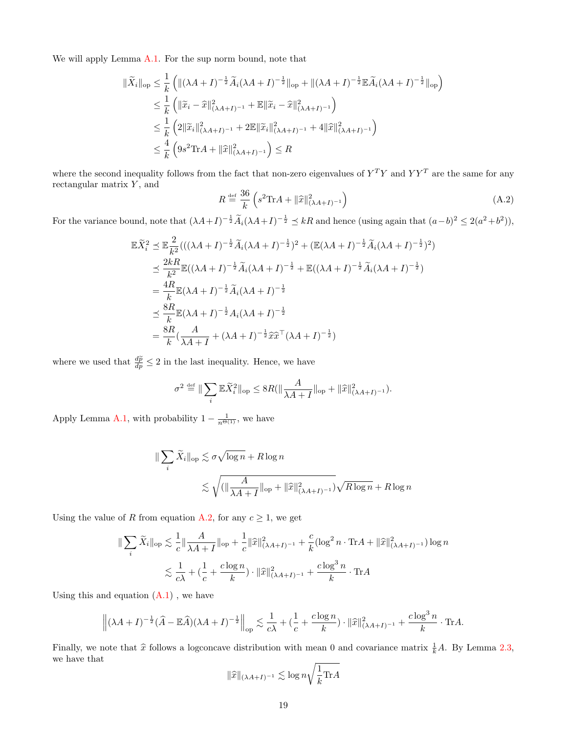We will apply Lemma A.1. For the sup norm bound, note that

$$
\begin{aligned}
\|\widetilde{X}_i\|_{\mathrm{op}} &\le \frac{1}{k}\left(\|(\lambda A+I)^{-\frac{1}{2}}\widetilde{A}_i(\lambda A+I)^{-\frac{1}{2}}\|_{\mathrm{op}} + \|(\lambda A+I)^{-\frac{1}{2}}\mathbb{E}\widetilde{A}_i(\lambda A+I)^{-\frac{1}{2}}\|_{\mathrm{op}}\right)\\
&\le \frac{1}{k}\left(\|\widetilde{x}_i-\widehat{x}\|^2_{(\lambda A+I)^{-1}} + \mathbb{E}\|\widetilde{x}_i-\widehat{x}\|^2_{(\lambda A+I)^{-1}}\right)\\
&\le \frac{1}{k}\left(2\|\widetilde{x}_i\|^2_{(\lambda A+I)^{-1}} + 2\mathbb{E}\|\widetilde{x}_i\|^2_{(\lambda A+I)^{-1}} + 4\|\widehat{x}\|^2_{(\lambda A+I)^{-1}}\right)\\
&\le \frac{4}{k}\left(9s^2\mathrm{Tr}A + \|\widehat{x}\|^2_{(\lambda A+I)^{-1}}\right) \le R
\end{aligned}
$$

where the second inequality follows from the fact that non-zero eigenvalues of $Y^TY$ and $YY^T$ are the same for any rectangular matrix $Y$, and

$$
R \stackrel{\text{def}}{=} \frac{36}{k}\left(s^2\mathrm{Tr}A + \|\widehat{x}\|^2_{(\lambda A+I)^{-1}}\right) \tag{A.2}
$$

For the variance bound, note that $(\lambda A+I)^{-\frac{1}{2}}\widetilde{A}_i(\lambda A+I)^{-\frac{1}{2}} \preceq kR$ and hence (using again that $(a-b)^2 \le 2(a^2+b^2)$),

$$
\begin{aligned}
\mathbb{E}\widetilde{X}_i^2 &\preceq \mathbb{E}\frac{2}{k^2}(((\lambda A+I)^{-\frac{1}{2}}\widetilde{A}_i(\lambda A+I)^{-\frac{1}{2}})^2 + (\mathbb{E}(\lambda A+I)^{-\frac{1}{2}}\widetilde{A}_i(\lambda A+I)^{-\frac{1}{2}})^2)\\
&\preceq \frac{2kR}{k^2}\mathbb{E}((\lambda A+I)^{-\frac{1}{2}}\widetilde{A}_i(\lambda A+I)^{-\frac{1}{2}} + \mathbb{E}((\lambda A+I)^{-\frac{1}{2}}\widetilde{A}_i(\lambda A+I)^{-\frac{1}{2}})\\
&= \frac{4R}{k}\mathbb{E}(\lambda A+I)^{-\frac{1}{2}}\widetilde{A}_i(\lambda A+I)^{-\frac{1}{2}}\\
&\preceq \frac{8R}{k}\mathbb{E}(\lambda A+I)^{-\frac{1}{2}}A_i(\lambda A+I)^{-\frac{1}{2}}\\
&= \frac{8R}{k}(\frac{A}{\lambda A+I} + (\lambda A+I)^{-\frac{1}{2}}\widehat{x}\widehat{x}^\top(\lambda A+I)^{-\frac{1}{2}})
\end{aligned}
$$

where we used that $\frac{d\widetilde{p}}{dp} \le 2$ in the last inequality. Hence, we have

$$
\sigma^2 \stackrel{\text{def}}{=} \|\sum_i \mathbb{E}\widetilde{X}_i^2\|_{\mathrm{op}} \le 8R(\|\frac{A}{\lambda A+I}\|_{\mathrm{op}} + \|\widehat{x}\|^2_{(\lambda A+I)^{-1}}).
$$

Apply Lemma A.1, with probability $1-\frac{1}{n^{\Theta(1)}}$, we have

$$
\begin{aligned}
\|\sum_i \widetilde{X}_i\|_{\mathrm{op}} &\lesssim \sigma\sqrt{\log n} + R\log n\\
&\lesssim \sqrt{(\|\frac{A}{\lambda A+I}\|_{\mathrm{op}} + \|\widehat{x}\|^2_{(\lambda A+I)^{-1}})}\sqrt{R\log n} + R\log n
\end{aligned}
$$

Using the value of $R$ from equation A.2, for any $c \ge 1$, we get

$$
\begin{aligned}
\|\sum_i \widetilde{X}_i\|_{\mathrm{op}} &\lesssim \frac{1}{c}\|\frac{A}{\lambda A+I}\|_{\mathrm{op}} + \frac{1}{c}\|\widehat{x}\|^2_{(\lambda A+I)^{-1}} + \frac{c}{k}(\log^2 n\cdot\mathrm{Tr}A + \|\widehat{x}\|^2_{(\lambda A+I)^{-1}})\log n\\
&\lesssim \frac{1}{c\lambda} + (\frac{1}{c} + \frac{c\log n}{k})\cdot\|\widehat{x}\|^2_{(\lambda A+I)^{-1}} + \frac{c\log^3 n}{k}\cdot\mathrm{Tr}A
\end{aligned}
$$

Using this and equation (A.1) , we have

$$
\left\|(\lambda A+I)^{-\frac{1}{2}}(\widehat{A}-\mathbb{E}\widehat{A})(\lambda A+I)^{-\frac{1}{2}}\right\|_{\mathrm{op}} \lesssim \frac{1}{c\lambda} + (\frac{1}{c} + \frac{c\log n}{k})\cdot\|\widehat{x}\|^2_{(\lambda A+I)^{-1}} + \frac{c\log^3 n}{k}\cdot\mathrm{Tr}A.
$$

Finally, we note that $\widehat{x}$ follows a logconcave distribution with mean 0 and covariance matrix $\frac{1}{k}A$. By Lemma 2.3, we have that

$$
\|\widehat{x}\|_{(\lambda A+I)^{-1}} \lesssim \log n\sqrt{\frac{1}{k}\mathrm{Tr}A}
$$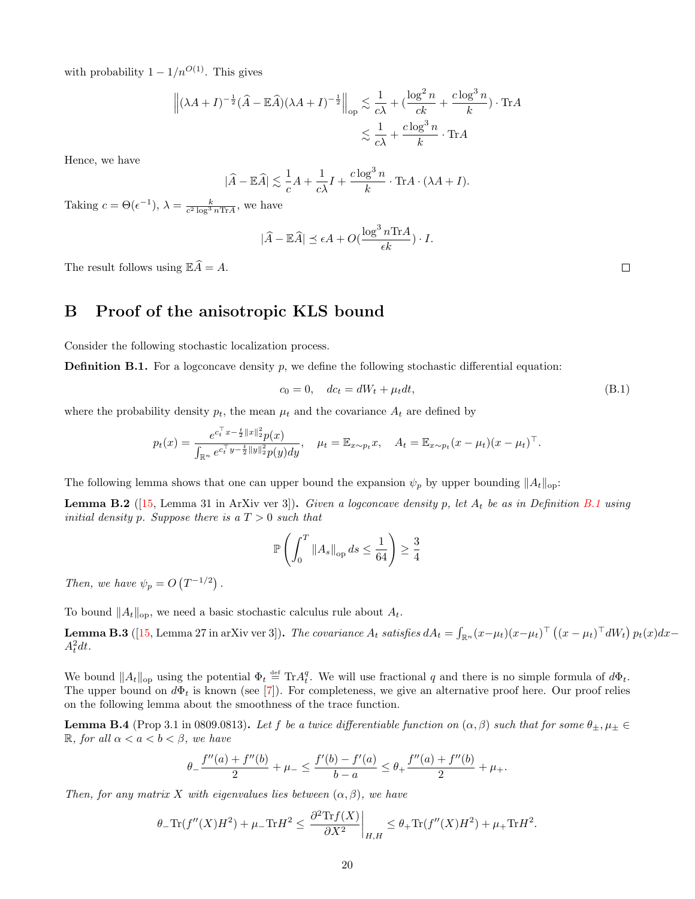with probability $1 - 1/n^{O(1)}$. This gives

$$
\begin{aligned}
\left\|(\lambda A + I)^{-\frac{1}{2}}(\widehat{A} - \mathbb{E}\widehat{A})(\lambda A + I)^{-\frac{1}{2}}\right\|_{\mathrm{op}} &\lesssim \frac{1}{c\lambda} + (\frac{\log^2 n}{ck} + \frac{c\log^3 n}{k}) \cdot \mathrm{Tr}A \\
&\lesssim \frac{1}{c\lambda} + \frac{c\log^3 n}{k} \cdot \mathrm{Tr}A
\end{aligned}
$$

Hence, we have

$$
|\widehat{A} - \mathbb{E}\widehat{A}| \lesssim \frac{1}{c}A + \frac{1}{c\lambda}I + \frac{c\log^3 n}{k} \cdot \mathrm{Tr}A \cdot (\lambda A + I).
$$

Taking $c = \Theta(\epsilon^{-1})$, $\lambda = \frac{k}{c^2 \log^3 n \mathrm{Tr}A}$, we have

$$
|\widehat{A} - \mathbb{E}\widehat{A}| \preceq \epsilon A + O(\frac{\log^3 n \mathrm{Tr}A}{\epsilon k}) \cdot I.
$$

The result follows using $\mathbb{E}\widehat{A} = A$. $\square$

# B Proof of the anisotropic KLS bound

Consider the following stochastic localization process.

**Definition B.1.** For a logconcave density $p$, we define the following stochastic differential equation:

$$
c_0 = 0, \quad dc_t = dW_t + \mu_t dt, \tag{B.1}
$$

where the probability density $p_t$, the mean $\mu_t$ and the covariance $A_t$ are defined by

$$
p_t(x) = \frac{e^{c_t^\top x - \frac{t}{2}\|x\|_2^2} p(x)}{\int_{\mathbb{R}^n} e^{c_t^\top y - \frac{t}{2}\|y\|_2^2} p(y) dy}, \quad \mu_t = \mathbb{E}_{x \sim p_t} x, \quad A_t = \mathbb{E}_{x \sim p_t}(x - \mu_t)(x - \mu_t)^\top.
$$

The following lemma shows that one can upper bound the expansion $\psi_p$ by upper bounding $\|A_t\|_{\mathrm{op}}$:

**Lemma B.2** ([15, Lemma 31 in ArXiv ver 3])**.** *Given a logconcave density $p$, let $A_t$ be as in Definition B.1 using initial density $p$. Suppose there is a $T > 0$ such that*

$$
\mathbb{P}\left(\int_0^T \|A_s\|_{\mathrm{op}} ds \leq \frac{1}{64}\right) \geq \frac{3}{4}
$$

*Then, we have $\psi_p = O\left(T^{-1/2}\right)$.*

To bound $\|A_t\|_{\mathrm{op}}$, we need a basic stochastic calculus rule about $A_t$.

**Lemma B.3** ([15, Lemma 27 in arXiv ver 3])**.** *The covariance $A_t$ satisfies $dA_t = \int_{\mathbb{R}^n}(x-\mu_t)(x-\mu_t)^\top\left((x-\mu_t)^\top dW_t\right)p_t(x)dx - A_t^2 dt$.*

We bound $\|A_t\|_{\mathrm{op}}$ using the potential $\Phi_t \stackrel{\mathrm{def}}{=} \mathrm{Tr}A_t^q$. We will use fractional $q$ and there is no simple formula of $d\Phi_t$. The upper bound on $d\Phi_t$ is known (see [7]). For completeness, we give an alternative proof here. Our proof relies on the following lemma about the smoothness of the trace function.

**Lemma B.4** (Prop 3.1 in 0809.0813)**.** *Let $f$ be a twice differentiable function on $(\alpha, \beta)$ such that for some $\theta_\pm, \mu_\pm \in \mathbb{R}$, for all $\alpha < a < b < \beta$, we have*

$$
\theta_- \frac{f''(a) + f''(b)}{2} + \mu_- \leq \frac{f'(b) - f'(a)}{b - a} \leq \theta_+ \frac{f''(a) + f''(b)}{2} + \mu_+.
$$

*Then, for any matrix $X$ with eigenvalues lies between $(\alpha, \beta)$, we have*

$$
\theta_- \mathrm{Tr}(f''(X)H^2) + \mu_- \mathrm{Tr}H^2 \leq \left.\frac{\partial^2 \mathrm{Tr}f(X)}{\partial X^2}\right|_{H,H} \leq \theta_+ \mathrm{Tr}(f''(X)H^2) + \mu_+ \mathrm{Tr}H^2.
$$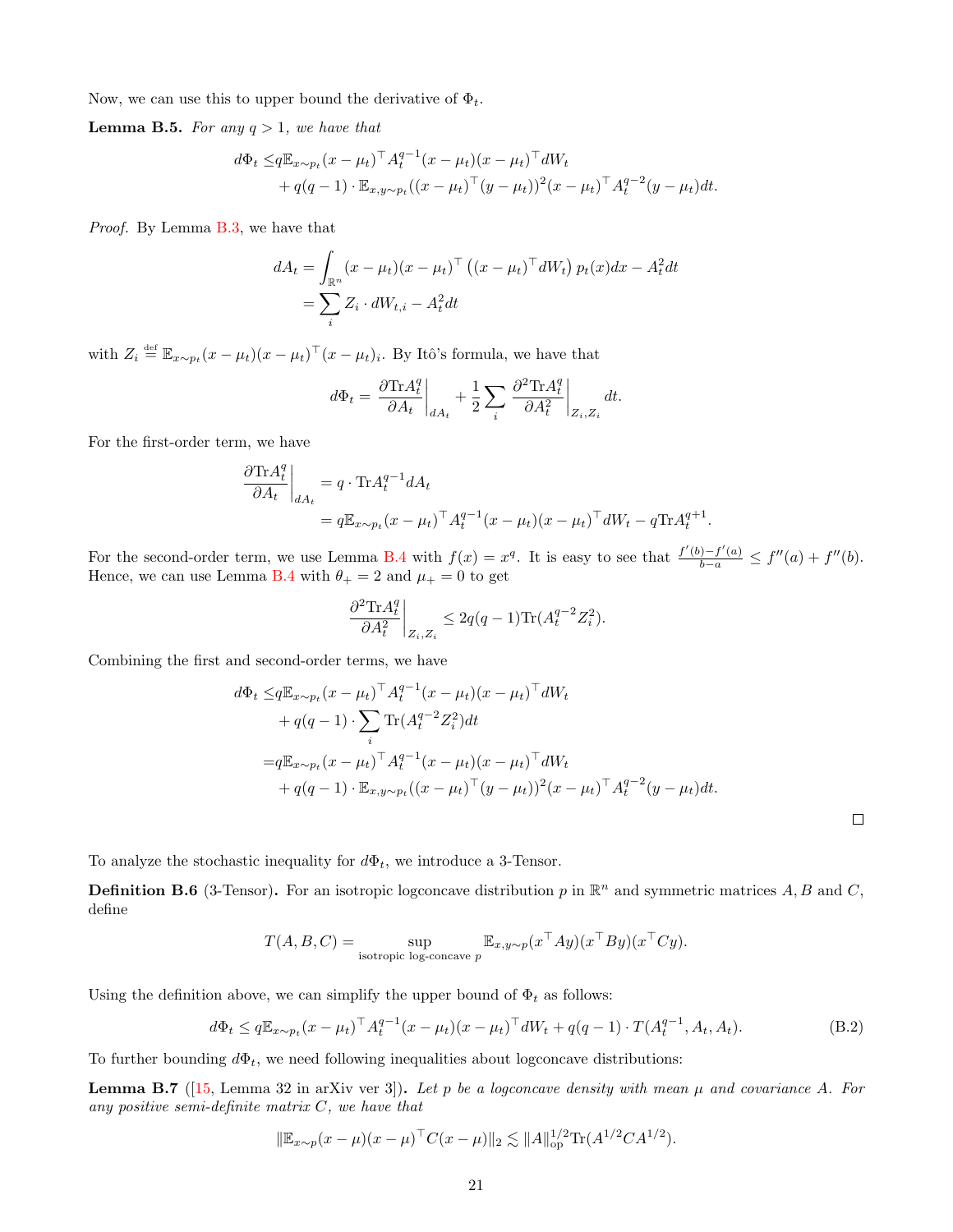Now, we can use this to upper bound the derivative of $\Phi_t$.

**Lemma B.5.** *For any $q > 1$, we have that*

$$
\begin{aligned}
d\Phi_t \leq & q\mathbb{E}_{x\sim p_t}(x-\mu_t)^\top A_t^{q-1}(x-\mu_t)(x-\mu_t)^\top dW_t \\
& + q(q-1)\cdot \mathbb{E}_{x,y\sim p_t}((x-\mu_t)^\top(y-\mu_t))^2(x-\mu_t)^\top A_t^{q-2}(y-\mu_t)dt.
\end{aligned}
$$

*Proof.* By Lemma B.3, we have that

$$
\begin{aligned}
dA_t &= \int_{\mathbb{R}^n}(x-\mu_t)(x-\mu_t)^\top\left((x-\mu_t)^\top dW_t\right)p_t(x)dx - A_t^2 dt \\
&= \sum_i Z_i \cdot dW_{t,i} - A_t^2 dt
\end{aligned}
$$

with $Z_i \stackrel{\text{def}}{=} \mathbb{E}_{x\sim p_t}(x-\mu_t)(x-\mu_t)^\top(x-\mu_t)_i$. By Itô's formula, we have that

$$
d\Phi_t = \left.\frac{\partial \text{Tr}A_t^q}{\partial A_t}\right|_{dA_t} + \frac{1}{2}\sum_i \left.\frac{\partial^2 \text{Tr}A_t^q}{\partial A_t^2}\right|_{Z_i,Z_i} dt.
$$

For the first-order term, we have

$$
\begin{aligned}
\left.\frac{\partial \text{Tr}A_t^q}{\partial A_t}\right|_{dA_t} &= q\cdot \text{Tr}A_t^{q-1}dA_t \\
&= q\mathbb{E}_{x\sim p_t}(x-\mu_t)^\top A_t^{q-1}(x-\mu_t)(x-\mu_t)^\top dW_t - q\text{Tr}A_t^{q+1}.
\end{aligned}
$$

For the second-order term, we use Lemma B.4 with $f(x) = x^q$. It is easy to see that $\frac{f'(b)-f'(a)}{b-a} \leq f''(a) + f''(b)$. Hence, we can use Lemma B.4 with $\theta_+ = 2$ and $\mu_+ = 0$ to get

$$
\left.\frac{\partial^2 \text{Tr}A_t^q}{\partial A_t^2}\right|_{Z_i,Z_i} \leq 2q(q-1)\text{Tr}(A_t^{q-2}Z_i^2).
$$

Combining the first and second-order terms, we have

$$
\begin{aligned}
d\Phi_t \leq & q\mathbb{E}_{x\sim p_t}(x-\mu_t)^\top A_t^{q-1}(x-\mu_t)(x-\mu_t)^\top dW_t \\
& + q(q-1)\cdot \sum_i \text{Tr}(A_t^{q-2}Z_i^2)dt \\
= & q\mathbb{E}_{x\sim p_t}(x-\mu_t)^\top A_t^{q-1}(x-\mu_t)(x-\mu_t)^\top dW_t \\
& + q(q-1)\cdot \mathbb{E}_{x,y\sim p_t}((x-\mu_t)^\top(y-\mu_t))^2(x-\mu_t)^\top A_t^{q-2}(y-\mu_t)dt.
\end{aligned}
$$

$\square$

To analyze the stochastic inequality for $d\Phi_t$, we introduce a 3-Tensor.

**Definition B.6** (3-Tensor)**.** For an isotropic logconcave distribution $p$ in $\mathbb{R}^n$ and symmetric matrices $A, B$ and $C$, define

$$
T(A,B,C) = \sup_{\text{isotropic log-concave } p} \mathbb{E}_{x,y\sim p}(x^\top Ay)(x^\top By)(x^\top Cy).
$$

Using the definition above, we can simplify the upper bound of $\Phi_t$ as follows:

$$
d\Phi_t \leq q\mathbb{E}_{x\sim p_t}(x-\mu_t)^\top A_t^{q-1}(x-\mu_t)(x-\mu_t)^\top dW_t + q(q-1)\cdot T(A_t^{q-1}, A_t, A_t). \tag{B.2}
$$

To further bounding $d\Phi_t$, we need following inequalities about logconcave distributions:

**Lemma B.7** ([15, Lemma 32 in arXiv ver 3])**.** *Let $p$ be a logconcave density with mean $\mu$ and covariance $A$. For any positive semi-definite matrix $C$, we have that*

$$
\|\mathbb{E}_{x\sim p}(x-\mu)(x-\mu)^\top C(x-\mu)\|_2 \lesssim \|A\|_{\text{op}}^{1/2}\text{Tr}(A^{1/2}CA^{1/2}).
$$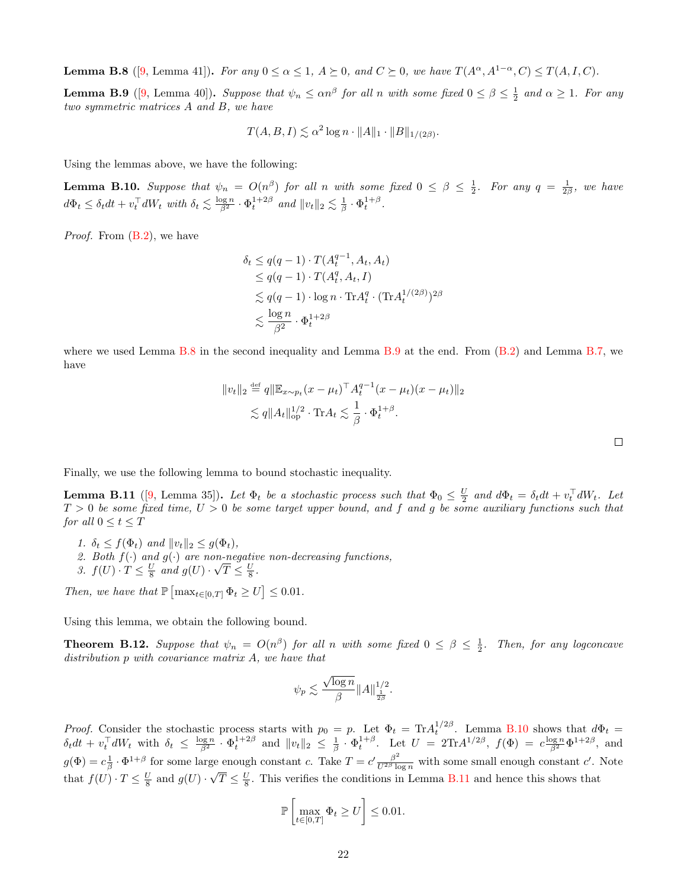**Lemma B.8** ([9, Lemma 41])**.** *For any $0 \le \alpha \le 1$, $A \succeq 0$, and $C \succeq 0$, we have $T(A^{\alpha}, A^{1-\alpha}, C) \le T(A, I, C)$.*

**Lemma B.9** ([9, Lemma 40])**.** *Suppose that $\psi_n \le \alpha n^{\beta}$ for all $n$ with some fixed $0 \le \beta \le \frac{1}{2}$ and $\alpha \ge 1$. For any two symmetric matrices $A$ and $B$, we have*

$$T(A, B, I) \lesssim \alpha^2 \log n \cdot \|A\|_1 \cdot \|B\|_{1/(2\beta)}.$$

Using the lemmas above, we have the following:

**Lemma B.10.** *Suppose that $\psi_n = O(n^{\beta})$ for all $n$ with some fixed $0 \le \beta \le \frac{1}{2}$. For any $q = \frac{1}{2\beta}$, we have $d\Phi_t \le \delta_t dt + v_t^{\top} dW_t$ with $\delta_t \lesssim \frac{\log n}{\beta^2} \cdot \Phi_t^{1+2\beta}$ and $\|v_t\|_2 \lesssim \frac{1}{\beta} \cdot \Phi_t^{1+\beta}$.*

*Proof.* From (B.2), we have

$$\begin{aligned}
\delta_t &\le q(q-1) \cdot T(A_t^{q-1}, A_t, A_t) \\
&\le q(q-1) \cdot T(A_t^{q}, A_t, I) \\
&\lesssim q(q-1) \cdot \log n \cdot \mathrm{Tr} A_t^{q} \cdot (\mathrm{Tr} A_t^{1/(2\beta)})^{2\beta} \\
&\lesssim \frac{\log n}{\beta^2} \cdot \Phi_t^{1+2\beta}
\end{aligned}$$

where we used Lemma B.8 in the second inequality and Lemma B.9 at the end. From (B.2) and Lemma B.7, we have

$$\begin{aligned}
\|v_t\|_2 &\overset{\text{def}}{=} q \|\mathbb{E}_{x \sim p_t} (x - \mu_t)^{\top} A_t^{q-1} (x - \mu_t)(x - \mu_t)\|_2 \\
&\lesssim q \|A_t\|_{\mathrm{op}}^{1/2} \cdot \mathrm{Tr} A_t \lesssim \frac{1}{\beta} \cdot \Phi_t^{1+\beta}.
\end{aligned}$$

$\square$

Finally, we use the following lemma to bound stochastic inequality.

**Lemma B.11** ([9, Lemma 35])**.** *Let $\Phi_t$ be a stochastic process such that $\Phi_0 \le \frac{U}{2}$ and $d\Phi_t = \delta_t dt + v_t^{\top} dW_t$. Let $T > 0$ be some fixed time, $U > 0$ be some target upper bound, and $f$ and $g$ be some auxiliary functions such that for all $0 \le t \le T$*

1. *$\delta_t \le f(\Phi_t)$ and $\|v_t\|_2 \le g(\Phi_t)$,*
2. *Both $f(\cdot)$ and $g(\cdot)$ are non-negative non-decreasing functions,*
3. *$f(U) \cdot T \le \frac{U}{8}$ and $g(U) \cdot \sqrt{T} \le \frac{U}{8}$.*

*Then, we have that $\mathbb{P}\left[\max_{t \in [0,T]} \Phi_t \ge U\right] \le 0.01$.*

Using this lemma, we obtain the following bound.

**Theorem B.12.** *Suppose that $\psi_n = O(n^{\beta})$ for all $n$ with some fixed $0 \le \beta \le \frac{1}{2}$. Then, for any logconcave distribution $p$ with covariance matrix $A$, we have that*

$$\psi_p \lesssim \frac{\sqrt{\log n}}{\beta} \|A\|_{\frac{1}{2\beta}}^{1/2}.$$

*Proof.* Consider the stochastic process starts with $p_0 = p$. Let $\Phi_t = \mathrm{Tr} A_t^{1/2\beta}$. Lemma B.10 shows that $d\Phi_t = \delta_t dt + v_t^{\top} dW_t$ with $\delta_t \le \frac{\log n}{\beta^2} \cdot \Phi_t^{1+2\beta}$ and $\|v_t\|_2 \le \frac{1}{\beta} \cdot \Phi_t^{1+\beta}$. Let $U = 2\mathrm{Tr} A^{1/2\beta}$, $f(\Phi) = c \frac{\log n}{\beta^2} \Phi^{1+2\beta}$, and $g(\Phi) = c \frac{1}{\beta} \cdot \Phi^{1+\beta}$ for some large enough constant $c$. Take $T = c' \frac{\beta^2}{U^{2\beta} \log n}$ with some small enough constant $c'$. Note that $f(U) \cdot T \le \frac{U}{8}$ and $g(U) \cdot \sqrt{T} \le \frac{U}{8}$. This verifies the conditions in Lemma B.11 and hence this shows that

$$\mathbb{P}\left[\max_{t \in [0,T]} \Phi_t \ge U\right] \le 0.01.$$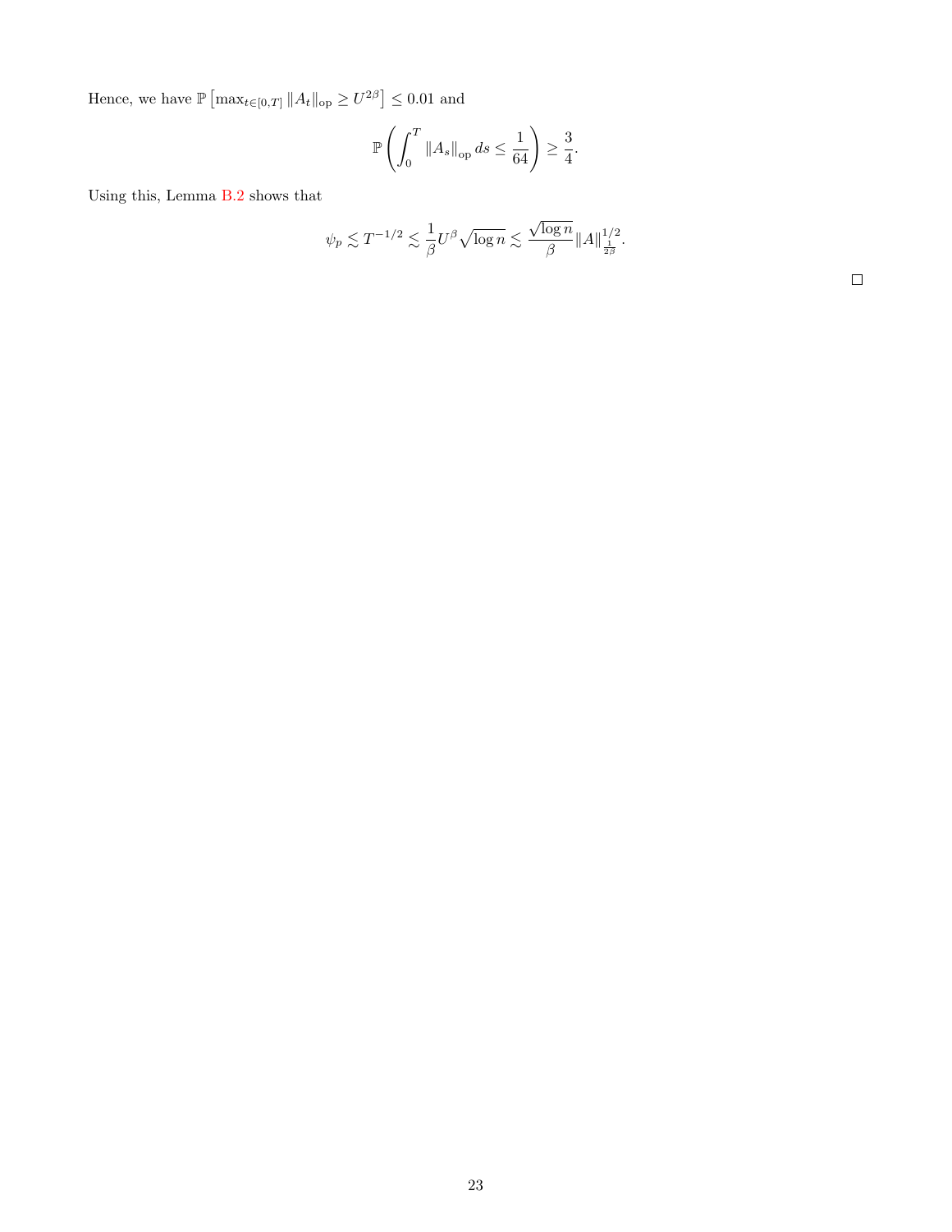Hence, we have $\mathbb{P}\left[\max_{t\in[0,T]} \|A_t\|_{\mathrm{op}} \geq U^{2\beta}\right] \leq 0.01$ and

$$\mathbb{P}\left(\int_0^T \|A_s\|_{\mathrm{op}}\, ds \leq \frac{1}{64}\right) \geq \frac{3}{4}.$$

Using this, Lemma B.2 shows that

$$\psi_p \lesssim T^{-1/2} \lesssim \frac{1}{\beta} U^{\beta} \sqrt{\log n} \lesssim \frac{\sqrt{\log n}}{\beta} \|A\|_{\frac{1}{2\beta}}^{1/2}.$$

□